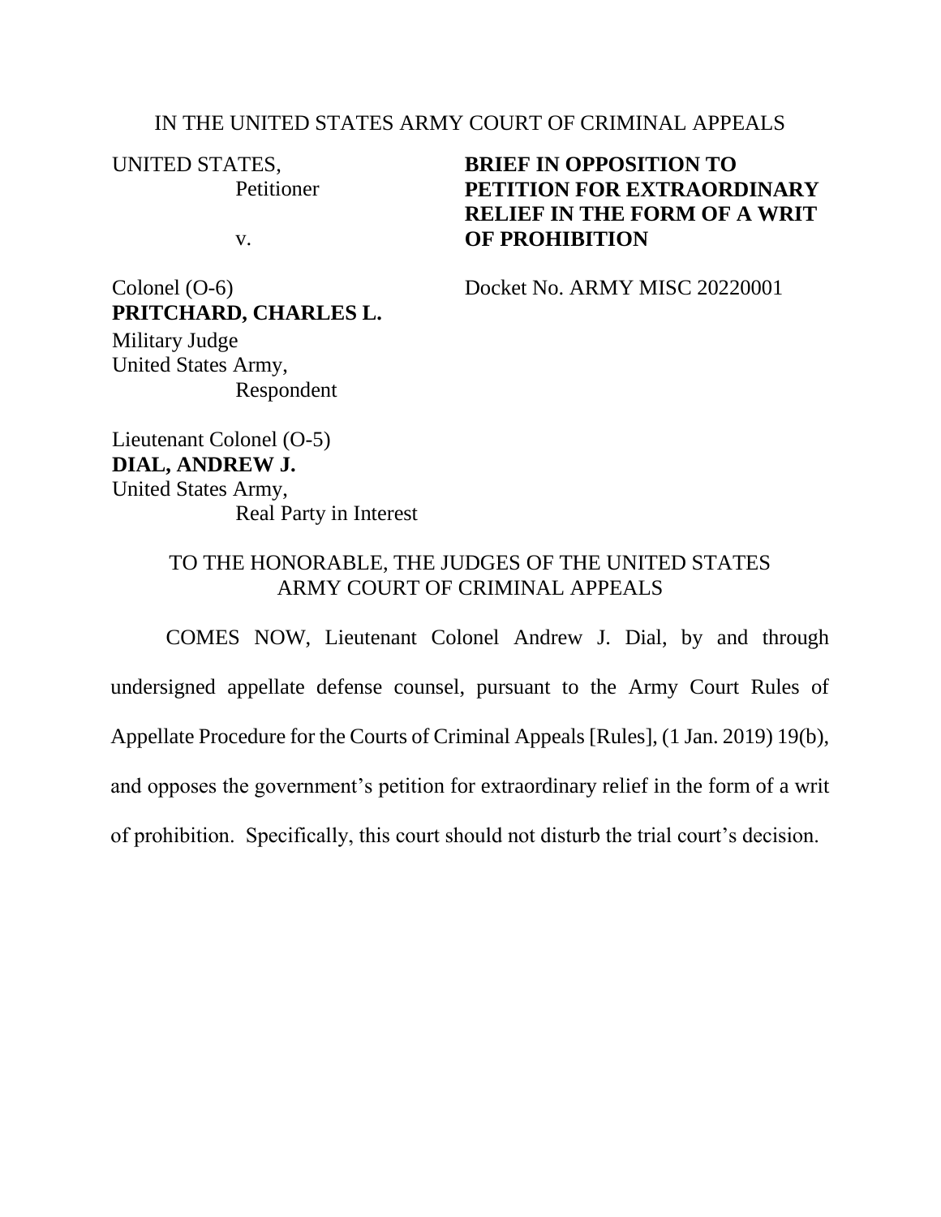IN THE UNITED STATES ARMY COURT OF CRIMINAL APPEALS

UNITED STATES,
Petitioner

v.

Colonel (O-6)
**PRITCHARD, CHARLES L.**
Military Judge
United States Army,
Respondent

Lieutenant Colonel (O-5)
**DIAL, ANDREW J.**
United States Army,
Real Party in Interest

**BRIEF IN OPPOSITION TO PETITION FOR EXTRAORDINARY RELIEF IN THE FORM OF A WRIT OF PROHIBITION**

Docket No. ARMY MISC 20220001

TO THE HONORABLE, THE JUDGES OF THE UNITED STATES ARMY COURT OF CRIMINAL APPEALS

COMES NOW, Lieutenant Colonel Andrew J. Dial, by and through undersigned appellate defense counsel, pursuant to the Army Court Rules of Appellate Procedure for the Courts of Criminal Appeals [Rules], (1 Jan. 2019) 19(b), and opposes the government's petition for extraordinary relief in the form of a writ of prohibition. Specifically, this court should not disturb the trial court's decision.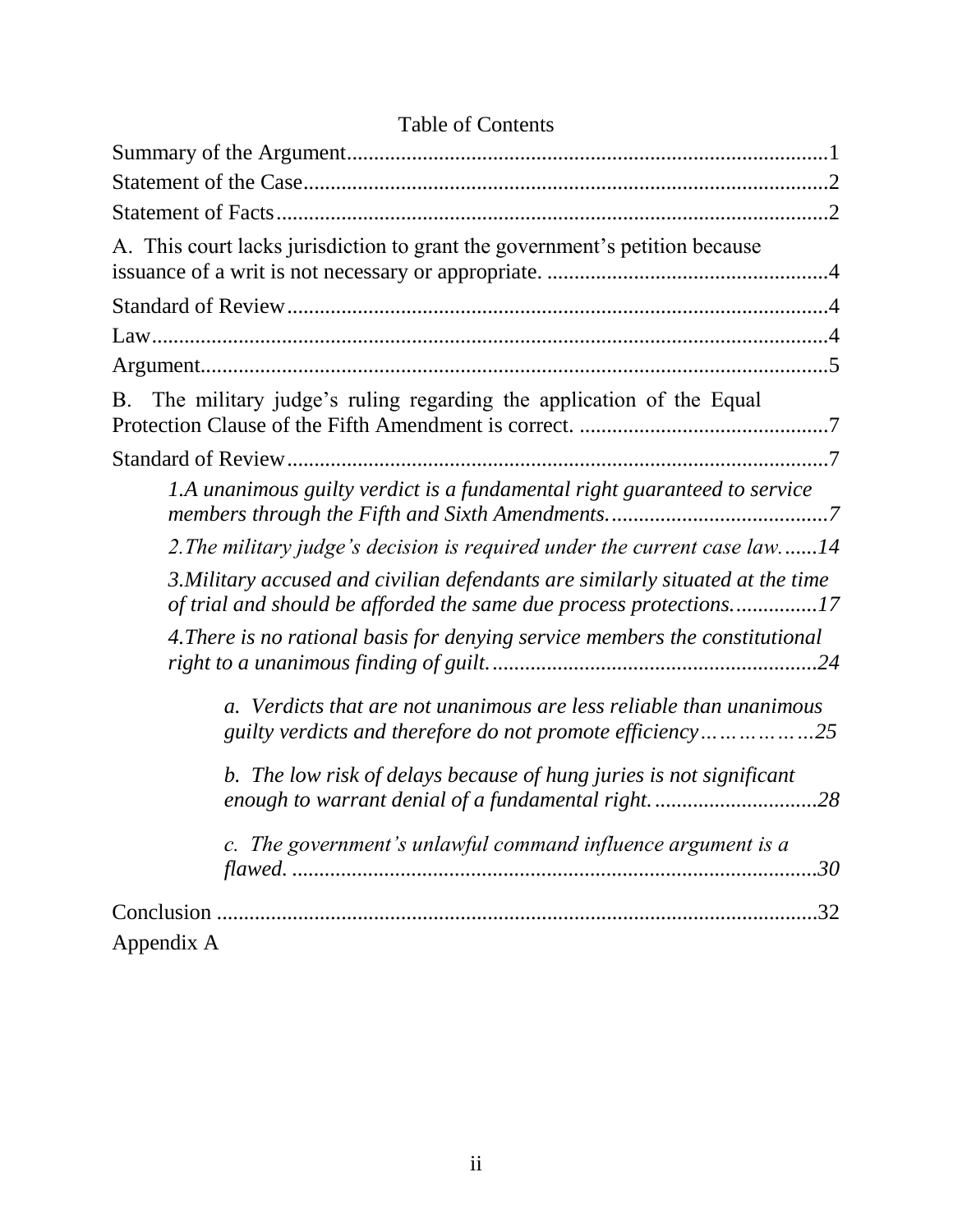# Table of Contents

Summary of the Argument........................................................................................1

Statement of the Case................................................................................................2

Statement of Facts.....................................................................................................2

A. This court lacks jurisdiction to grant the government's petition because issuance of a writ is not necessary or appropriate. ....................................................4

Standard of Review...................................................................................................4

Law............................................................................................................................4

Argument...................................................................................................................5

B. The military judge's ruling regarding the application of the Equal Protection Clause of the Fifth Amendment is correct. ..............................................7

Standard of Review...................................................................................................7

*1.A unanimous guilty verdict is a fundamental right guaranteed to service members through the Fifth and Sixth Amendments.........................................7*

*2.The military judge's decision is required under the current case law.......14*

*3.Military accused and civilian defendants are similarly situated at the time of trial and should be afforded the same due process protections................17*

*4.There is no rational basis for denying service members the constitutional right to a unanimous finding of guilt............................................................24*

*a. Verdicts that are not unanimous are less reliable than unanimous guilty verdicts and therefore do not promote efficiency………………25*

*b. The low risk of delays because of hung juries is not significant enough to warrant denial of a fundamental right..............................28*

*c. The government's unlawful command influence argument is a flawed. ..................................................................................................30*

Conclusion ...............................................................................................................32

Appendix A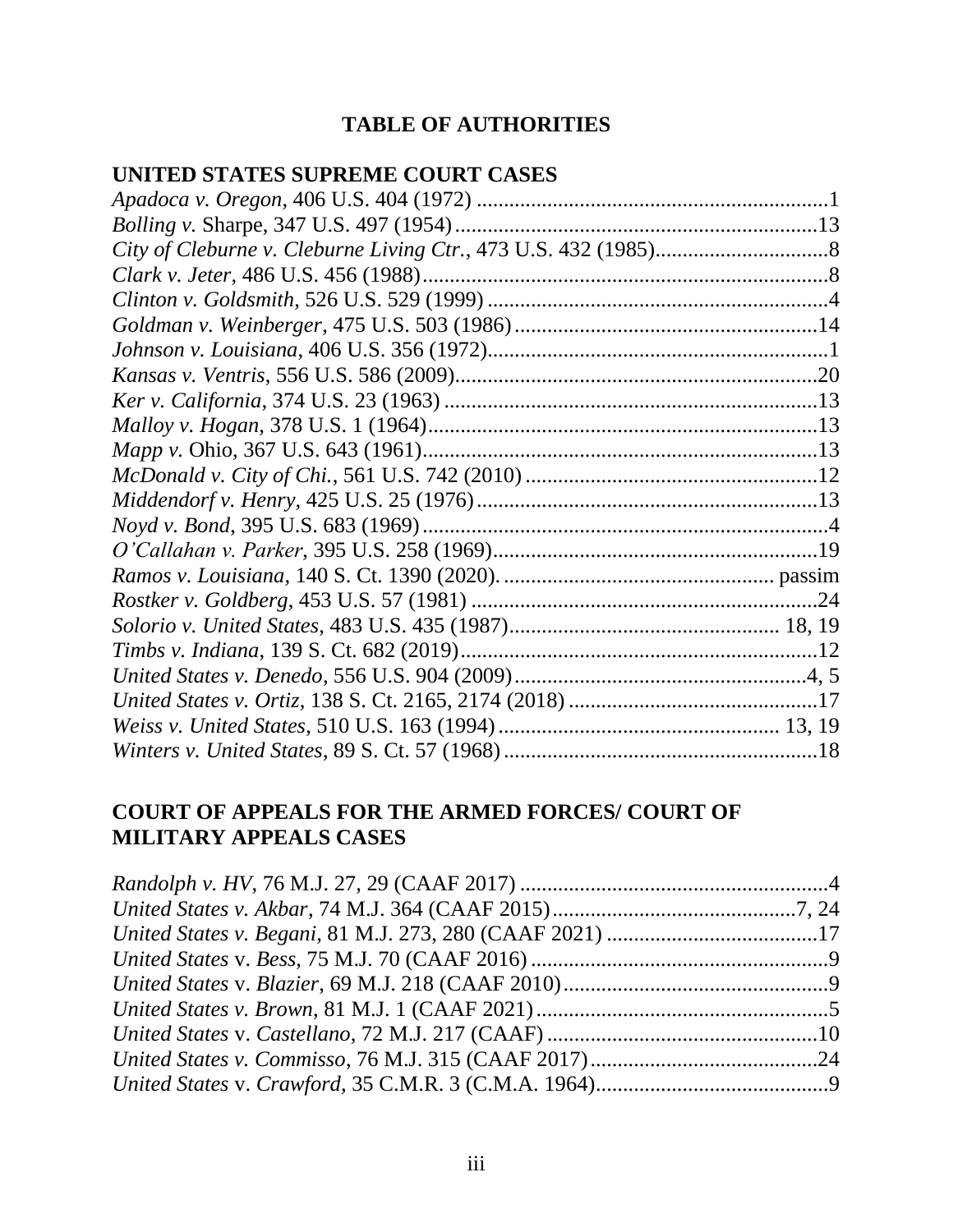## TABLE OF AUTHORITIES

### UNITED STATES SUPREME COURT CASES

*Apadoca v. Oregon*, 406 U.S. 404 (1972) ....................................................................1
*Bolling v.* Sharpe, 347 U.S. 497 (1954) ....................................................................13
*City of Cleburne v. Cleburne Living Ctr.*, 473 U.S. 432 (1985)................................8
*Clark v. Jeter*, 486 U.S. 456 (1988)............................................................................8
*Clinton v. Goldsmith*, 526 U.S. 529 (1999) ................................................................4
*Goldman v. Weinberger*, 475 U.S. 503 (1986) ..........................................................14
*Johnson v. Louisiana*, 406 U.S. 356 (1972)................................................................1
*Kansas v. Ventris*, 556 U.S. 586 (2009)....................................................................20
*Ker v. California*, 374 U.S. 23 (1963) ......................................................................13
*Malloy v. Hogan*, 378 U.S. 1 (1964)..........................................................................13
*Mapp v.* Ohio, 367 U.S. 643 (1961)..........................................................................13
*McDonald v. City of Chi.*, 561 U.S. 742 (2010) ........................................................12
*Middendorf v. Henry*, 425 U.S. 25 (1976)..................................................................13
*Noyd v. Bond*, 395 U.S. 683 (1969) ............................................................................4
*O'Callahan v. Parker*, 395 U.S. 258 (1969)..............................................................19
*Ramos v. Louisiana*, 140 S. Ct. 1390 (2020). ................................................ passim
*Rostker v. Goldberg*, 453 U.S. 57 (1981) ..................................................................24
*Solorio v. United States*, 483 U.S. 435 (1987).................................................. 18, 19
*Timbs v. Indiana*, 139 S. Ct. 682 (2019)....................................................................12
*United States v. Denedo*, 556 U.S. 904 (2009)........................................................4, 5
*United States v. Ortiz*, 138 S. Ct. 2165, 2174 (2018) ................................................17
*Weiss v. United States*, 510 U.S. 163 (1994).................................................... 13, 19
*Winters v. United States*, 89 S. Ct. 57 (1968) ............................................................18

### COURT OF APPEALS FOR THE ARMED FORCES/ COURT OF MILITARY APPEALS CASES

*Randolph v. HV*, 76 M.J. 27, 29 (CAAF 2017) ..........................................................4
*United States v. Akbar*, 74 M.J. 364 (CAAF 2015)..............................................7, 24
*United States v. Begani*, 81 M.J. 273, 280 (CAAF 2021) ........................................17
*United States* v. *Bess*, 75 M.J. 70 (CAAF 2016) ........................................................9
*United States* v. *Blazier*, 69 M.J. 218 (CAAF 2010)..................................................9
*United States v. Brown*, 81 M.J. 1 (CAAF 2021) ........................................................5
*United States* v. *Castellano*, 72 M.J. 217 (CAAF) ....................................................10
*United States v. Commisso*, 76 M.J. 315 (CAAF 2017)............................................24
*United States* v. *Crawford*, 35 C.M.R. 3 (C.M.A. 1964)............................................9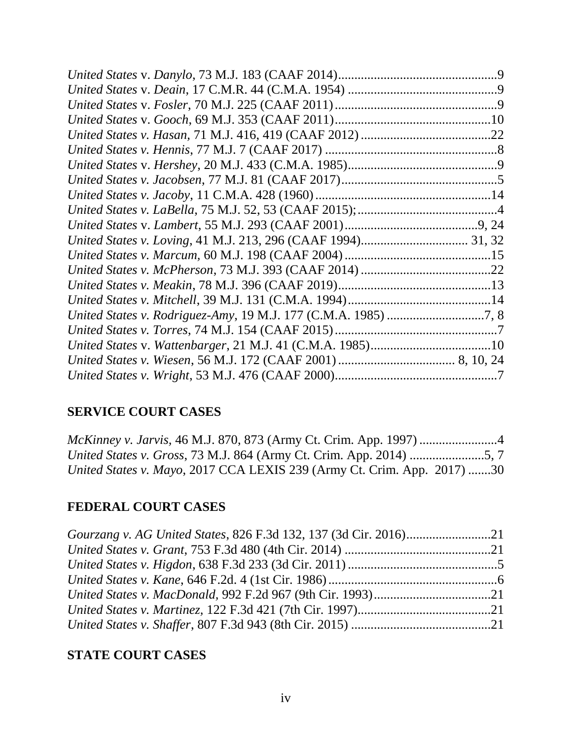*United States* v. *Danylo*, 73 M.J. 183 (CAAF 2014)................................................9
*United States* v. *Deain*, 17 C.M.R. 44 (C.M.A. 1954) .............................................9
*United States* v. *Fosler*, 70 M.J. 225 (CAAF 2011)..................................................9
*United States* v. *Gooch*, 69 M.J. 353 (CAAF 2011)................................................10
*United States v. Hasan*, 71 M.J. 416, 419 (CAAF 2012) ........................................22
*United States v. Hennis*, 77 M.J. 7 (CAAF 2017) .....................................................8
*United States* v. *Hershey*, 20 M.J. 433 (C.M.A. 1985)..............................................9
*United States v. Jacobsen*, 77 M.J. 81 (CAAF 2017)................................................5
*United States v. Jacoby*, 11 C.M.A. 428 (1960) ......................................................14
*United States v. LaBella*, 75 M.J. 52, 53 (CAAF 2015);...........................................4
*United States* v. *Lambert*, 55 M.J. 293 (CAAF 2001).........................................9, 24
*United States v. Loving*, 41 M.J. 213, 296 (CAAF 1994)................................ 31, 32
*United States v. Marcum*, 60 M.J. 198 (CAAF 2004) .............................................15
*United States v. McPherson*, 73 M.J. 393 (CAAF 2014) ........................................22
*United States v. Meakin*, 78 M.J. 396 (CAAF 2019)...............................................13
*United States v. Mitchell*, 39 M.J. 131 (C.M.A. 1994)............................................14
*United States v. Rodriguez-Amy*, 19 M.J. 177 (C.M.A. 1985) .............................7, 8
*United States v. Torres*, 74 M.J. 154 (CAAF 2015).................................................7
*United States* v. *Wattenbarger*, 21 M.J. 41 (C.M.A. 1985).....................................10
*United States v. Wiesen*, 56 M.J. 172 (CAAF 2001) ................................... 8, 10, 24
*United States v. Wright*, 53 M.J. 476 (CAAF 2000)..................................................7

## SERVICE COURT CASES

*McKinney v. Jarvis*, 46 M.J. 870, 873 (Army Ct. Crim. App. 1997) .......................4
*United States v. Gross*, 73 M.J. 864 (Army Ct. Crim. App. 2014) .......................5, 7
*United States v. Mayo*, 2017 CCA LEXIS 239 (Army Ct. Crim. App. 2017) .......30

## FEDERAL COURT CASES

*Gourzang v. AG United States*, 826 F.3d 132, 137 (3d Cir. 2016)..........................21
*United States v. Grant*, 753 F.3d 480 (4th Cir. 2014) .............................................21
*United States v. Higdon*, 638 F.3d 233 (3d Cir. 2011).............................................5
*United States v. Kane*, 646 F.2d. 4 (1st Cir. 1986)....................................................6
*United States v. MacDonald*, 992 F.2d 967 (9th Cir. 1993)....................................21
*United States v. Martinez*, 122 F.3d 421 (7th Cir. 1997).........................................21
*United States v. Shaffer*, 807 F.3d 943 (8th Cir. 2015) ...........................................21

## STATE COURT CASES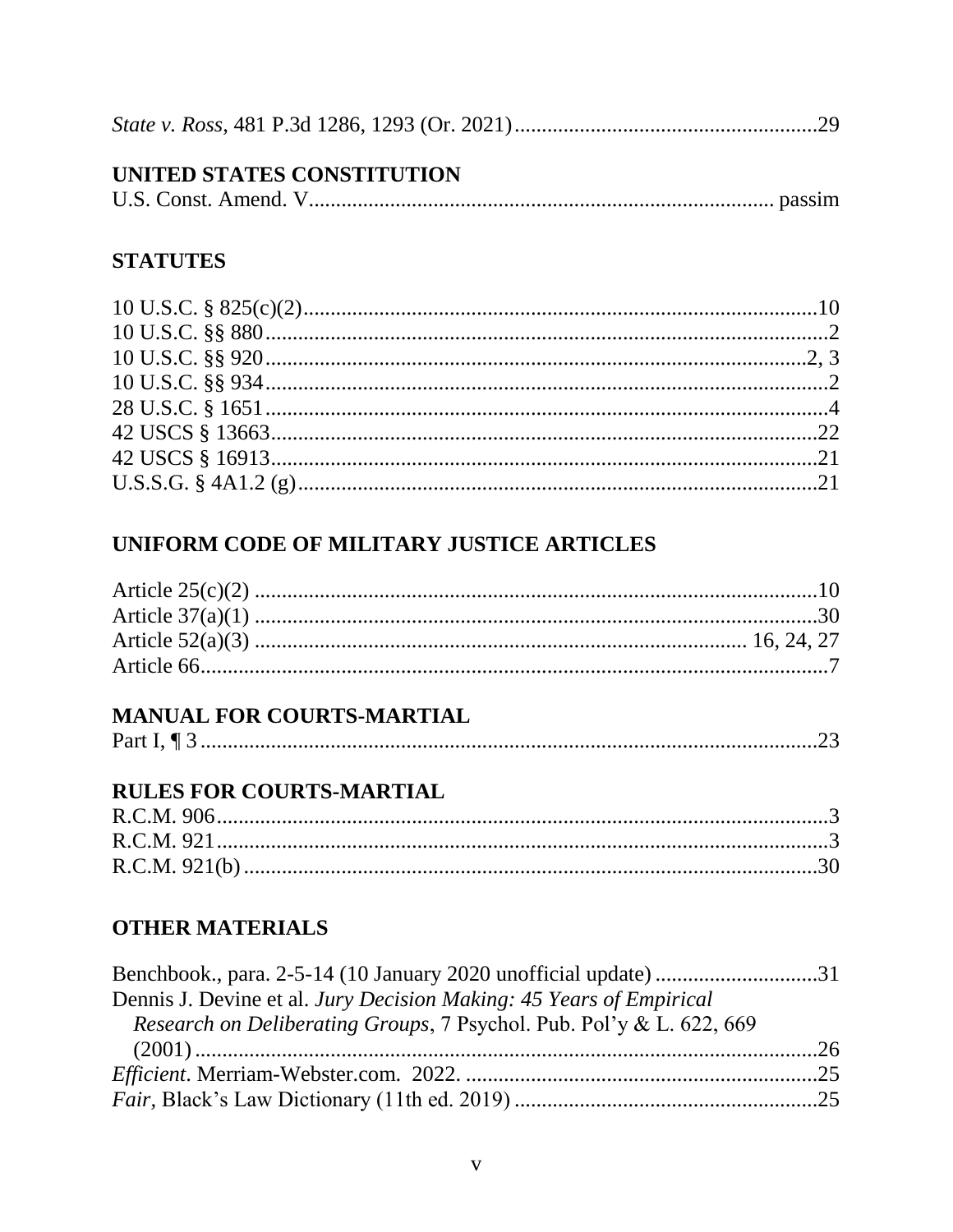*State v. Ross*, 481 P.3d 1286, 1293 (Or. 2021)........................................................29

## UNITED STATES CONSTITUTION

U.S. Const. Amend. V.................................................................................... passim

## STATUTES

10 U.S.C. § 825(c)(2)..............................................................................................10
10 U.S.C. §§ 880.......................................................................................................2
10 U.S.C. §§ 920..................................................................................................2, 3
10 U.S.C. §§ 934.......................................................................................................2
28 U.S.C. § 1651........................................................................................................4
42 USCS § 13663.....................................................................................................22
42 USCS § 16913.....................................................................................................21
U.S.S.G. § 4A1.2 (g)................................................................................................21

## UNIFORM CODE OF MILITARY JUSTICE ARTICLES

Article 25(c)(2) ........................................................................................................10
Article 37(a)(1) ........................................................................................................30
Article 52(a)(3) ......................................................................................... 16, 24, 27
Article 66....................................................................................................................7

## MANUAL FOR COURTS-MARTIAL

Part I, ¶ 3 ..................................................................................................................23

## RULES FOR COURTS-MARTIAL

R.C.M. 906.................................................................................................................3
R.C.M. 921.................................................................................................................3
R.C.M. 921(b) ..........................................................................................................30

## OTHER MATERIALS

Benchbook., para. 2-5-14 (10 January 2020 unofficial update) ..............................31
Dennis J. Devine et al. *Jury Decision Making: 45 Years of Empirical Research on Deliberating Groups*, 7 Psychol. Pub. Pol'y & L. 622, 669 (2001) ...................................................................................................................26
*Efficient*. Merriam-Webster.com. 2022. .................................................................25
*Fair*, Black's Law Dictionary (11th ed. 2019) ........................................................25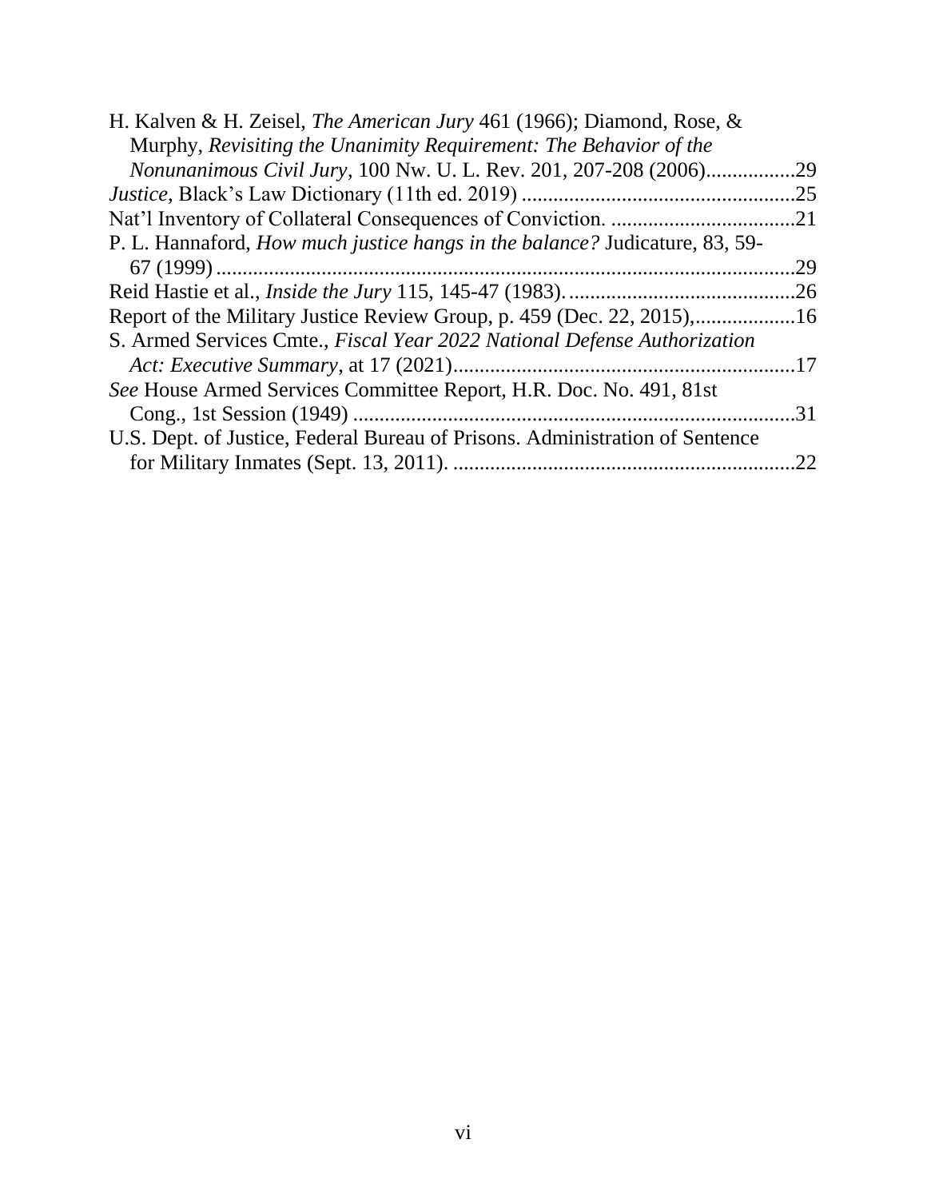H. Kalven & H. Zeisel, *The American Jury* 461 (1966); Diamond, Rose, & Murphy, *Revisiting the Unanimity Requirement: The Behavior of the Nonunanimous Civil Jury*, 100 Nw. U. L. Rev. 201, 207-208 (2006).................29

*Justice*, Black's Law Dictionary (11th ed. 2019) ....................................................25

Nat'l Inventory of Collateral Consequences of Conviction. ...................................21

P. L. Hannaford, *How much justice hangs in the balance?* Judicature, 83, 59-67 (1999) ..............................................................................................................29

Reid Hastie et al., *Inside the Jury* 115, 145-47 (1983). ...........................................26

Report of the Military Justice Review Group, p. 459 (Dec. 22, 2015),...................16

S. Armed Services Cmte., *Fiscal Year 2022 National Defense Authorization Act: Executive Summary*, at 17 (2021)................................................................17

*See* House Armed Services Committee Report, H.R. Doc. No. 491, 81st Cong., 1st Session (1949) ...................................................................................31

U.S. Dept. of Justice, Federal Bureau of Prisons. Administration of Sentence for Military Inmates (Sept. 13, 2011). .................................................................22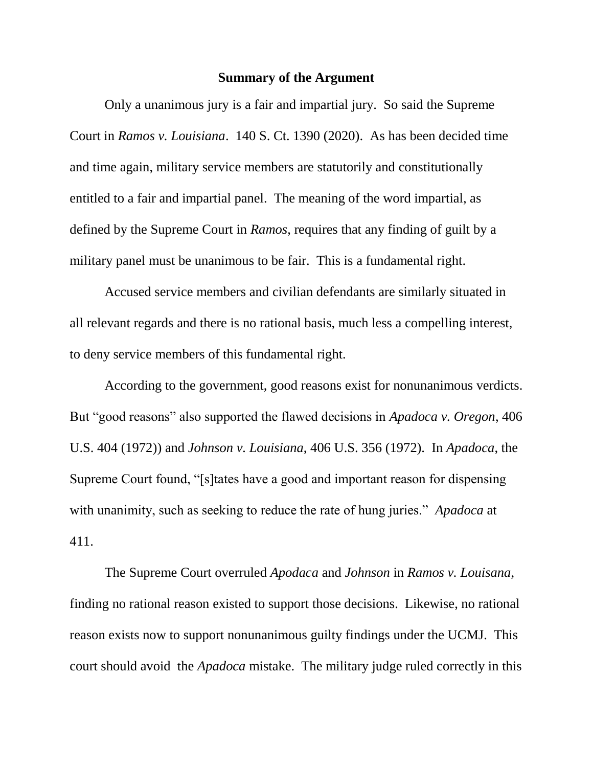## Summary of the Argument

Only a unanimous jury is a fair and impartial jury. So said the Supreme Court in *Ramos v. Louisiana*. 140 S. Ct. 1390 (2020). As has been decided time and time again, military service members are statutorily and constitutionally entitled to a fair and impartial panel. The meaning of the word impartial, as defined by the Supreme Court in *Ramos*, requires that any finding of guilt by a military panel must be unanimous to be fair. This is a fundamental right.

Accused service members and civilian defendants are similarly situated in all relevant regards and there is no rational basis, much less a compelling interest, to deny service members of this fundamental right.

According to the government, good reasons exist for nonunanimous verdicts. But "good reasons" also supported the flawed decisions in *Apadoca v. Oregon*, 406 U.S. 404 (1972)) and *Johnson v. Louisiana*, 406 U.S. 356 (1972). In *Apadoca*, the Supreme Court found, "[s]tates have a good and important reason for dispensing with unanimity, such as seeking to reduce the rate of hung juries." *Apadoca* at 411.

The Supreme Court overruled *Apodaca* and *Johnson* in *Ramos v. Louisana*, finding no rational reason existed to support those decisions. Likewise, no rational reason exists now to support nonunanimous guilty findings under the UCMJ. This court should avoid the *Apadoca* mistake. The military judge ruled correctly in this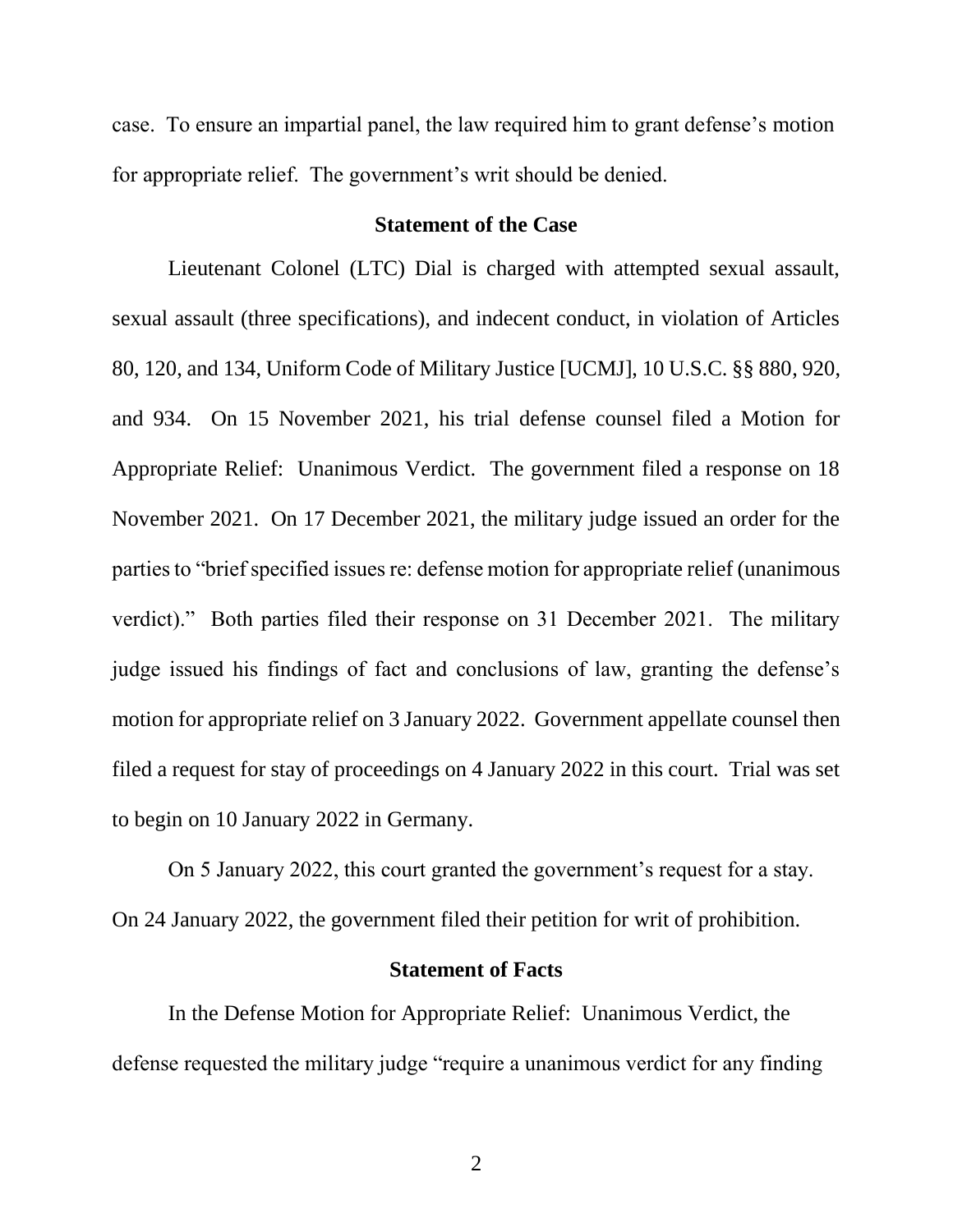case. To ensure an impartial panel, the law required him to grant defense's motion for appropriate relief. The government's writ should be denied.

## Statement of the Case

Lieutenant Colonel (LTC) Dial is charged with attempted sexual assault, sexual assault (three specifications), and indecent conduct, in violation of Articles 80, 120, and 134, Uniform Code of Military Justice [UCMJ], 10 U.S.C. §§ 880, 920, and 934. On 15 November 2021, his trial defense counsel filed a Motion for Appropriate Relief: Unanimous Verdict. The government filed a response on 18 November 2021. On 17 December 2021, the military judge issued an order for the parties to "brief specified issues re: defense motion for appropriate relief (unanimous verdict)." Both parties filed their response on 31 December 2021. The military judge issued his findings of fact and conclusions of law, granting the defense's motion for appropriate relief on 3 January 2022. Government appellate counsel then filed a request for stay of proceedings on 4 January 2022 in this court. Trial was set to begin on 10 January 2022 in Germany.

On 5 January 2022, this court granted the government's request for a stay. On 24 January 2022, the government filed their petition for writ of prohibition.

## Statement of Facts

In the Defense Motion for Appropriate Relief: Unanimous Verdict, the defense requested the military judge "require a unanimous verdict for any finding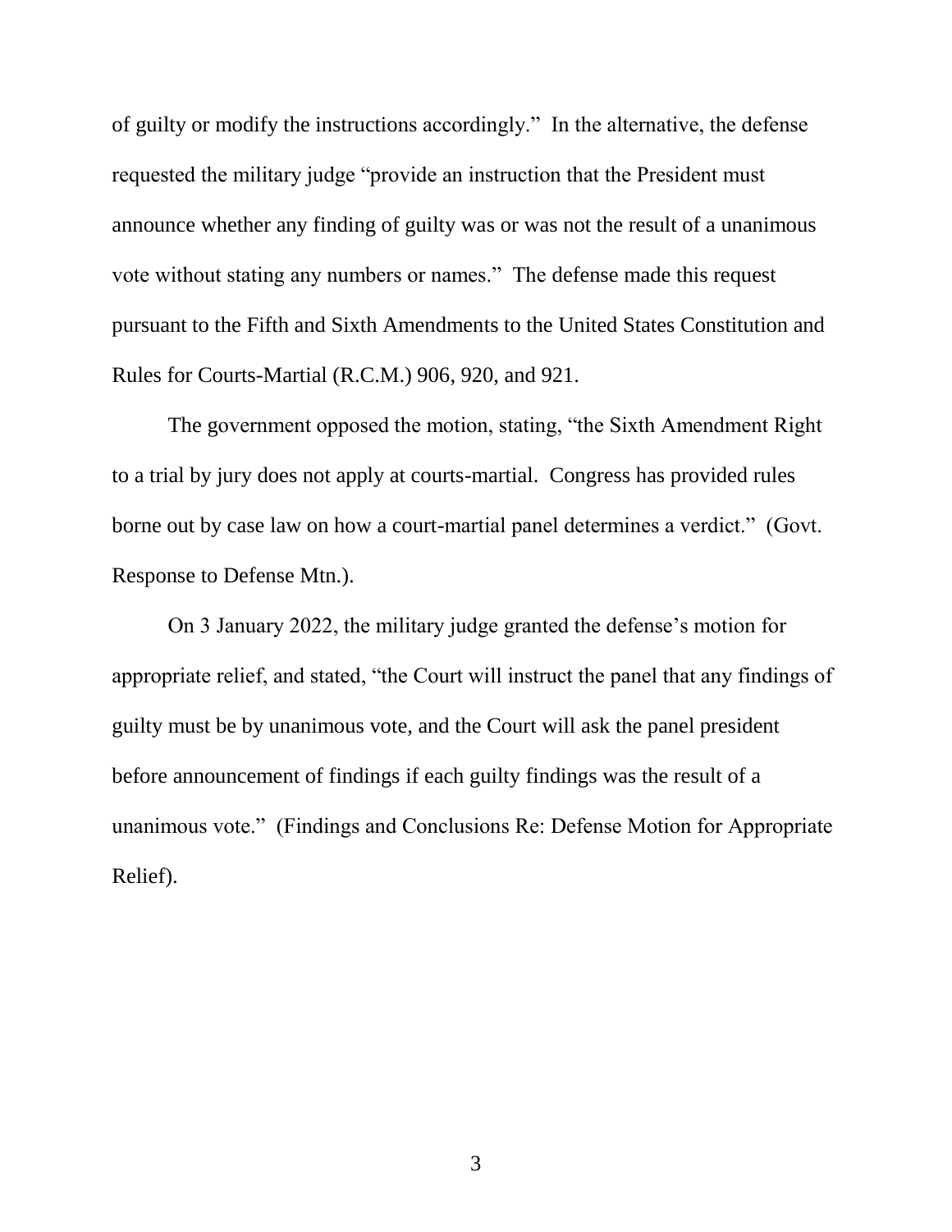of guilty or modify the instructions accordingly." In the alternative, the defense requested the military judge "provide an instruction that the President must announce whether any finding of guilty was or was not the result of a unanimous vote without stating any numbers or names." The defense made this request pursuant to the Fifth and Sixth Amendments to the United States Constitution and Rules for Courts-Martial (R.C.M.) 906, 920, and 921.

The government opposed the motion, stating, "the Sixth Amendment Right to a trial by jury does not apply at courts-martial. Congress has provided rules borne out by case law on how a court-martial panel determines a verdict." (Govt. Response to Defense Mtn.).

On 3 January 2022, the military judge granted the defense's motion for appropriate relief, and stated, "the Court will instruct the panel that any findings of guilty must be by unanimous vote, and the Court will ask the panel president before announcement of findings if each guilty findings was the result of a unanimous vote." (Findings and Conclusions Re: Defense Motion for Appropriate Relief).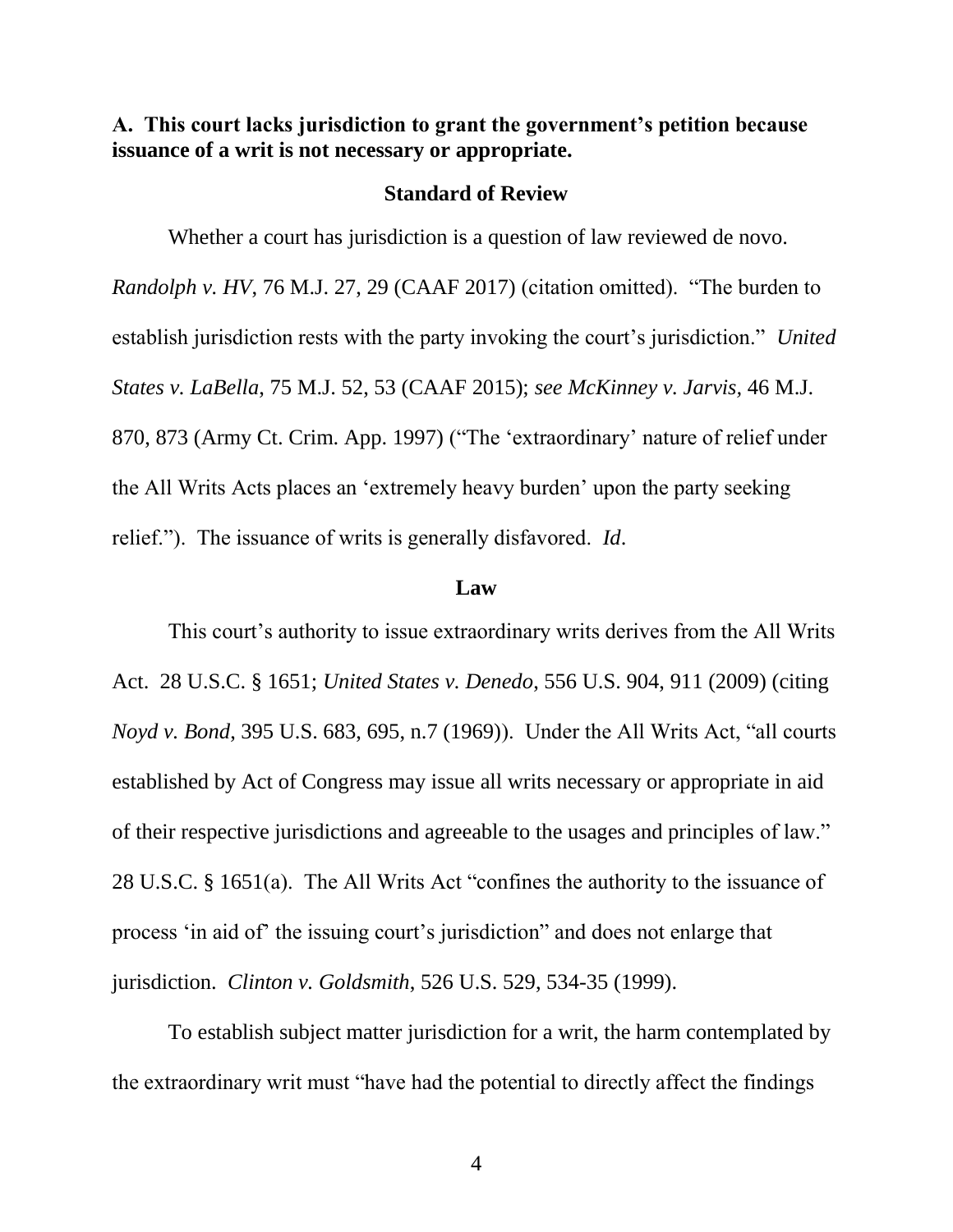**A. This court lacks jurisdiction to grant the government's petition because issuance of a writ is not necessary or appropriate.**

**Standard of Review**

Whether a court has jurisdiction is a question of law reviewed de novo. *Randolph v. HV*, 76 M.J. 27, 29 (CAAF 2017) (citation omitted). "The burden to establish jurisdiction rests with the party invoking the court's jurisdiction." *United States v. LaBella,* 75 M.J. 52, 53 (CAAF 2015); *see McKinney v. Jarvis,* 46 M.J. 870, 873 (Army Ct. Crim. App. 1997) ("The 'extraordinary' nature of relief under the All Writs Acts places an 'extremely heavy burden' upon the party seeking relief."). The issuance of writs is generally disfavored. *Id*.

**Law**

This court's authority to issue extraordinary writs derives from the All Writs Act. 28 U.S.C. § 1651; *United States v. Denedo*, 556 U.S. 904, 911 (2009) (citing *Noyd v. Bond*, 395 U.S. 683, 695, n.7 (1969)). Under the All Writs Act, "all courts established by Act of Congress may issue all writs necessary or appropriate in aid of their respective jurisdictions and agreeable to the usages and principles of law." 28 U.S.C. § 1651(a). The All Writs Act "confines the authority to the issuance of process 'in aid of' the issuing court's jurisdiction" and does not enlarge that jurisdiction. *Clinton v. Goldsmith*, 526 U.S. 529, 534-35 (1999).

To establish subject matter jurisdiction for a writ, the harm contemplated by the extraordinary writ must "have had the potential to directly affect the findings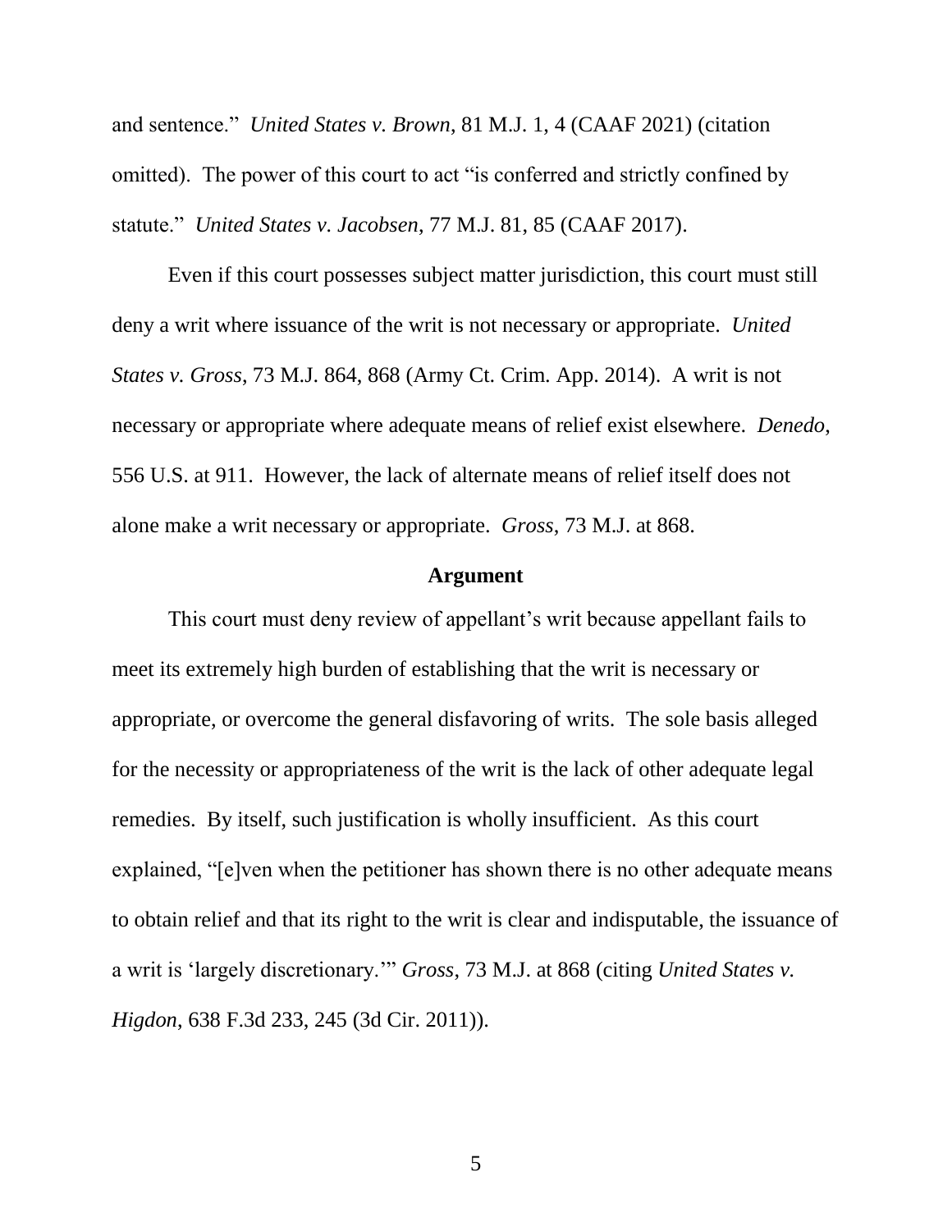and sentence." *United States v. Brown*, 81 M.J. 1, 4 (CAAF 2021) (citation omitted). The power of this court to act "is conferred and strictly confined by statute." *United States v. Jacobsen*, 77 M.J. 81, 85 (CAAF 2017).

Even if this court possesses subject matter jurisdiction, this court must still deny a writ where issuance of the writ is not necessary or appropriate. *United States v. Gross*, 73 M.J. 864, 868 (Army Ct. Crim. App. 2014). A writ is not necessary or appropriate where adequate means of relief exist elsewhere. *Denedo*, 556 U.S. at 911. However, the lack of alternate means of relief itself does not alone make a writ necessary or appropriate. *Gross*, 73 M.J. at 868.

## Argument

This court must deny review of appellant's writ because appellant fails to meet its extremely high burden of establishing that the writ is necessary or appropriate, or overcome the general disfavoring of writs. The sole basis alleged for the necessity or appropriateness of the writ is the lack of other adequate legal remedies. By itself, such justification is wholly insufficient. As this court explained, "[e]ven when the petitioner has shown there is no other adequate means to obtain relief and that its right to the writ is clear and indisputable, the issuance of a writ is 'largely discretionary.'" *Gross*, 73 M.J. at 868 (citing *United States v. Higdon*, 638 F.3d 233, 245 (3d Cir. 2011)).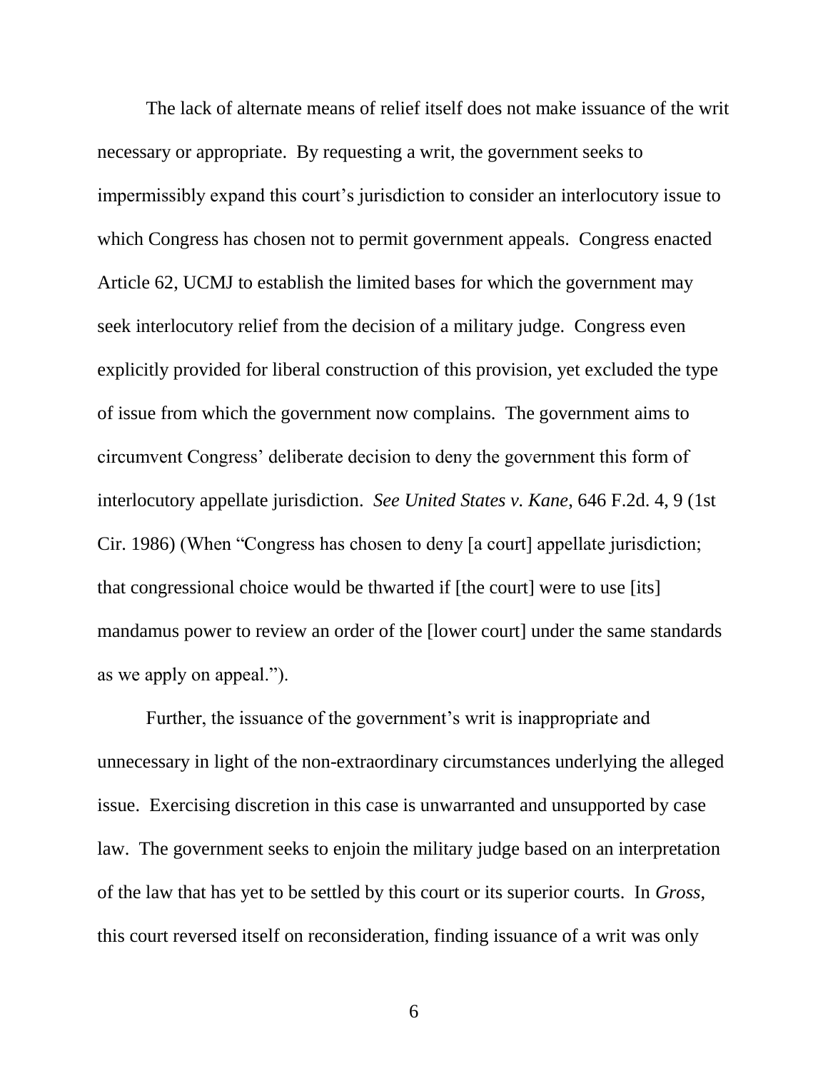The lack of alternate means of relief itself does not make issuance of the writ necessary or appropriate. By requesting a writ, the government seeks to impermissibly expand this court's jurisdiction to consider an interlocutory issue to which Congress has chosen not to permit government appeals. Congress enacted Article 62, UCMJ to establish the limited bases for which the government may seek interlocutory relief from the decision of a military judge. Congress even explicitly provided for liberal construction of this provision, yet excluded the type of issue from which the government now complains. The government aims to circumvent Congress' deliberate decision to deny the government this form of interlocutory appellate jurisdiction. *See United States v. Kane*, 646 F.2d. 4, 9 (1st Cir. 1986) (When "Congress has chosen to deny [a court] appellate jurisdiction; that congressional choice would be thwarted if [the court] were to use [its] mandamus power to review an order of the [lower court] under the same standards as we apply on appeal.").

Further, the issuance of the government's writ is inappropriate and unnecessary in light of the non-extraordinary circumstances underlying the alleged issue. Exercising discretion in this case is unwarranted and unsupported by case law. The government seeks to enjoin the military judge based on an interpretation of the law that has yet to be settled by this court or its superior courts. In *Gross*, this court reversed itself on reconsideration, finding issuance of a writ was only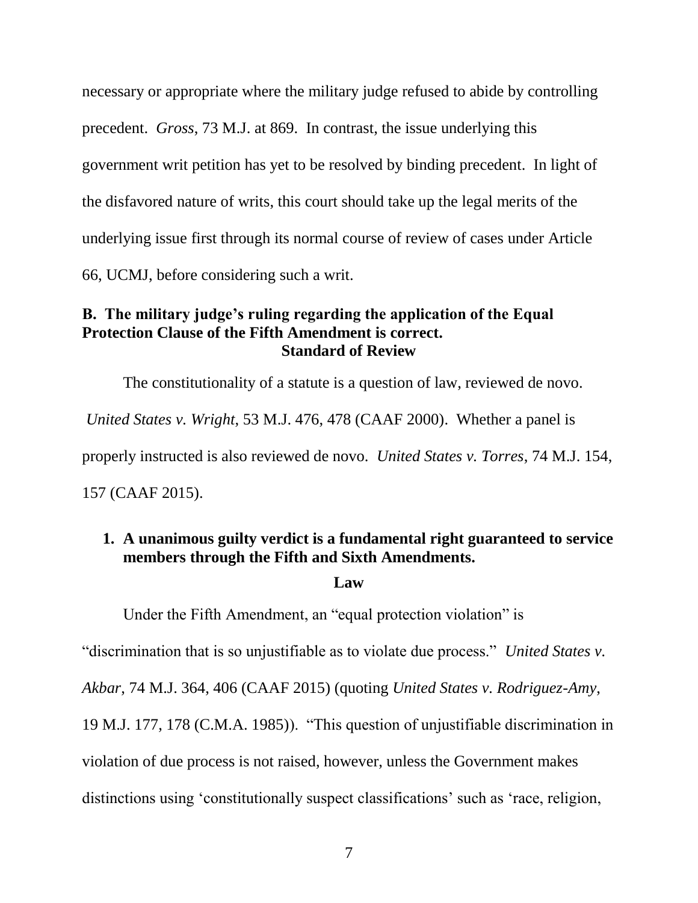necessary or appropriate where the military judge refused to abide by controlling precedent. *Gross*, 73 M.J. at 869. In contrast, the issue underlying this government writ petition has yet to be resolved by binding precedent. In light of the disfavored nature of writs, this court should take up the legal merits of the underlying issue first through its normal course of review of cases under Article 66, UCMJ, before considering such a writ.

**B. The military judge's ruling regarding the application of the Equal Protection Clause of the Fifth Amendment is correct.**

**Standard of Review**

The constitutionality of a statute is a question of law, reviewed de novo. *United States v. Wright*, 53 M.J. 476, 478 (CAAF 2000). Whether a panel is properly instructed is also reviewed de novo. *United States v. Torres*, 74 M.J. 154, 157 (CAAF 2015).

**1. A unanimous guilty verdict is a fundamental right guaranteed to service members through the Fifth and Sixth Amendments.**

**Law**

Under the Fifth Amendment, an "equal protection violation" is "discrimination that is so unjustifiable as to violate due process." *United States v. Akbar*, 74 M.J. 364, 406 (CAAF 2015) (quoting *United States v. Rodriguez-Amy*, 19 M.J. 177, 178 (C.M.A. 1985)). "This question of unjustifiable discrimination in violation of due process is not raised, however, unless the Government makes distinctions using 'constitutionally suspect classifications' such as 'race, religion,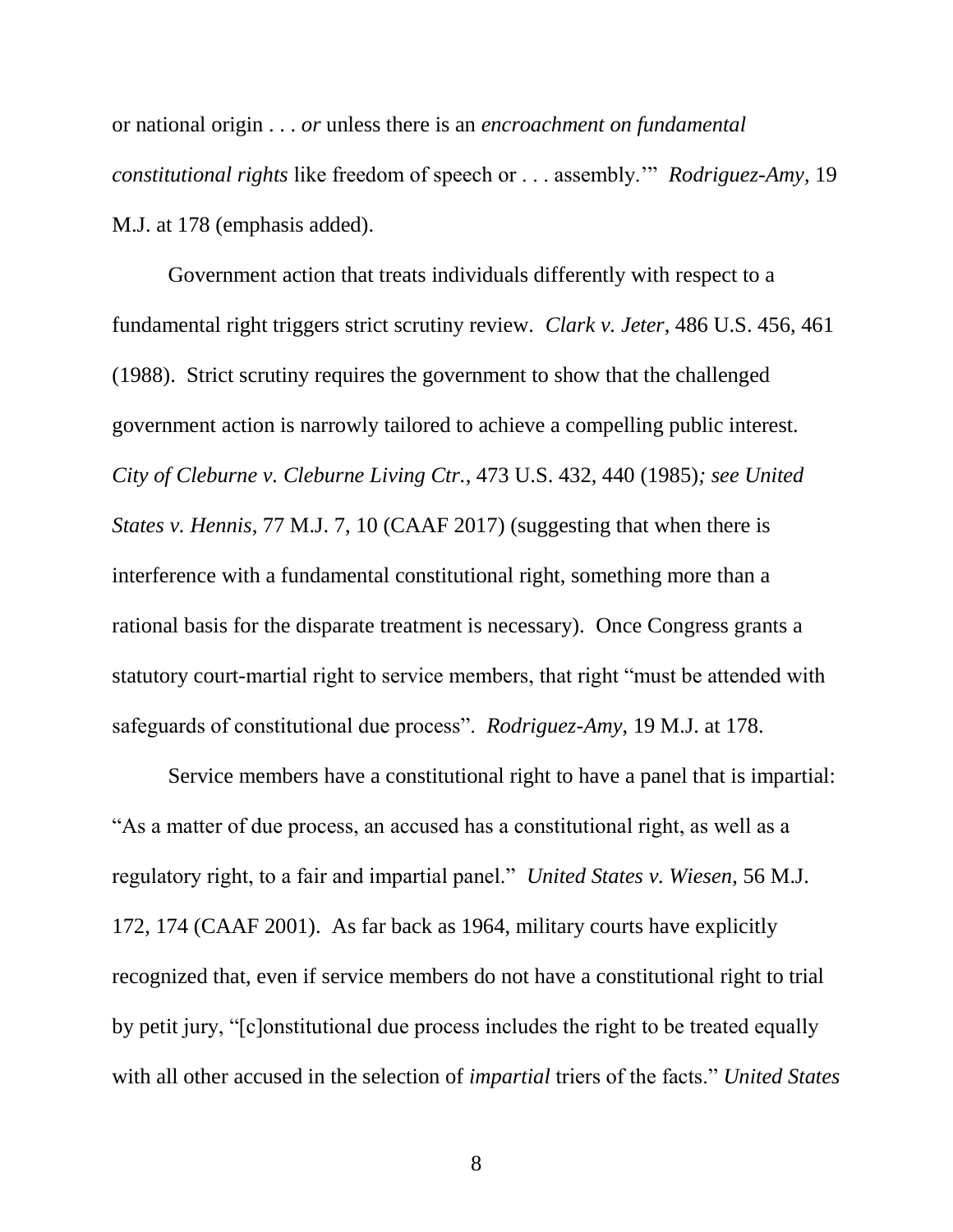or national origin . . . *or* unless there is an *encroachment on fundamental constitutional rights* like freedom of speech or . . . assembly.'" *Rodriguez-Amy*, 19 M.J. at 178 (emphasis added).

Government action that treats individuals differently with respect to a fundamental right triggers strict scrutiny review. *Clark v. Jeter*, 486 U.S. 456, 461 (1988). Strict scrutiny requires the government to show that the challenged government action is narrowly tailored to achieve a compelling public interest. *City of Cleburne v. Cleburne Living Ctr.*, 473 U.S. 432, 440 (1985)*; see United States v. Hennis*, 77 M.J. 7, 10 (CAAF 2017) (suggesting that when there is interference with a fundamental constitutional right, something more than a rational basis for the disparate treatment is necessary). Once Congress grants a statutory court-martial right to service members, that right "must be attended with safeguards of constitutional due process". *Rodriguez-Amy*, 19 M.J. at 178.

Service members have a constitutional right to have a panel that is impartial: "As a matter of due process, an accused has a constitutional right, as well as a regulatory right, to a fair and impartial panel." *United States v. Wiesen*, 56 M.J. 172, 174 (CAAF 2001). As far back as 1964, military courts have explicitly recognized that, even if service members do not have a constitutional right to trial by petit jury, "[c]onstitutional due process includes the right to be treated equally with all other accused in the selection of *impartial* triers of the facts." *United States*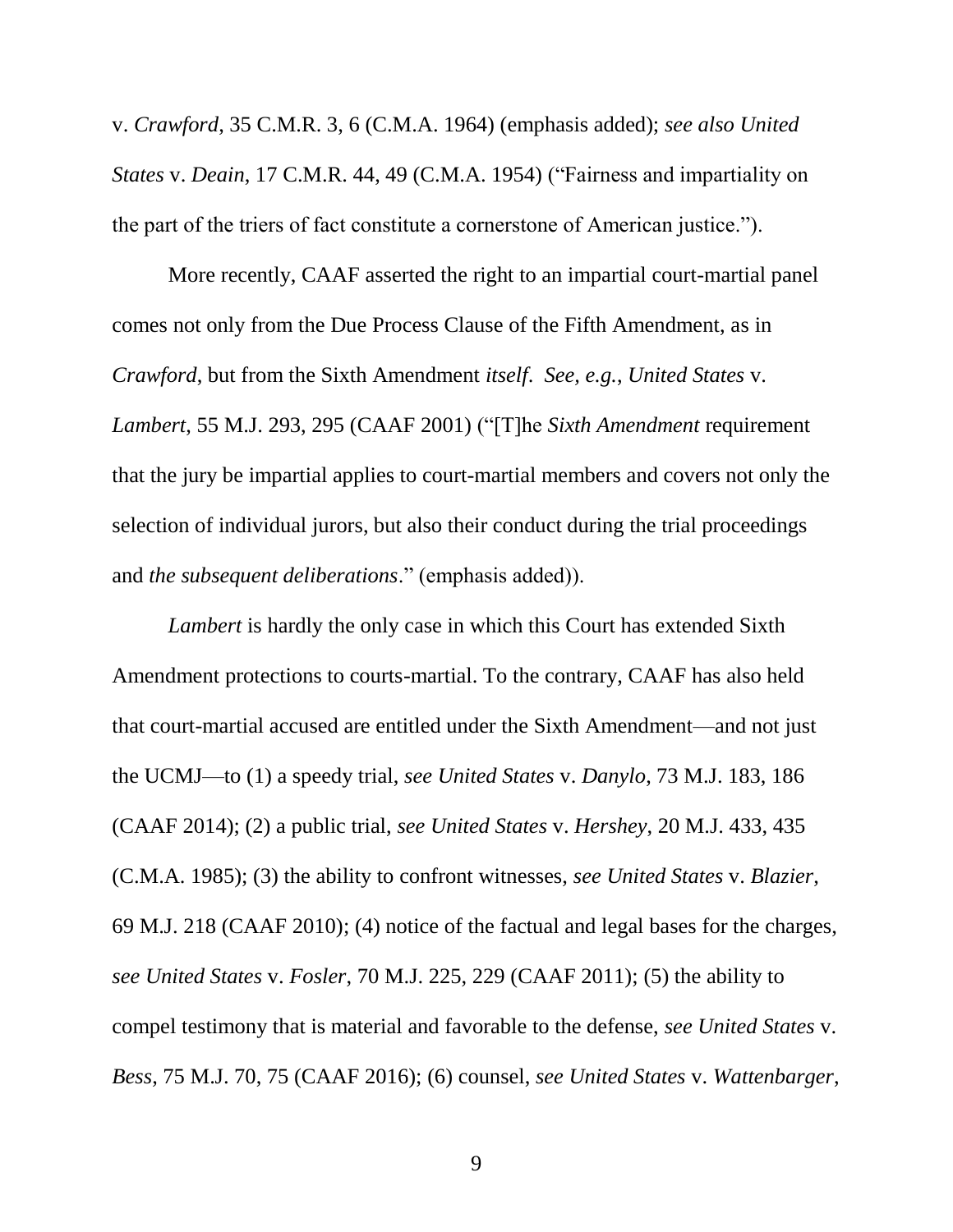v. *Crawford*, 35 C.M.R. 3, 6 (C.M.A. 1964) (emphasis added); *see also United States* v. *Deain*, 17 C.M.R. 44, 49 (C.M.A. 1954) ("Fairness and impartiality on the part of the triers of fact constitute a cornerstone of American justice.").

More recently, CAAF asserted the right to an impartial court-martial panel comes not only from the Due Process Clause of the Fifth Amendment, as in *Crawford*, but from the Sixth Amendment *itself*. *See, e.g.*, *United States* v. *Lambert*, 55 M.J. 293, 295 (CAAF 2001) ("[T]he *Sixth Amendment* requirement that the jury be impartial applies to court-martial members and covers not only the selection of individual jurors, but also their conduct during the trial proceedings and *the subsequent deliberations*." (emphasis added)).

*Lambert* is hardly the only case in which this Court has extended Sixth Amendment protections to courts-martial. To the contrary, CAAF has also held that court-martial accused are entitled under the Sixth Amendment—and not just the UCMJ—to (1) a speedy trial, *see United States* v. *Danylo*, 73 M.J. 183, 186 (CAAF 2014); (2) a public trial, *see United States* v. *Hershey*, 20 M.J. 433, 435 (C.M.A. 1985); (3) the ability to confront witnesses, *see United States* v. *Blazier*, 69 M.J. 218 (CAAF 2010); (4) notice of the factual and legal bases for the charges, *see United States* v. *Fosler*, 70 M.J. 225, 229 (CAAF 2011); (5) the ability to compel testimony that is material and favorable to the defense, *see United States* v. *Bess*, 75 M.J. 70, 75 (CAAF 2016); (6) counsel, *see United States* v. *Wattenbarger*,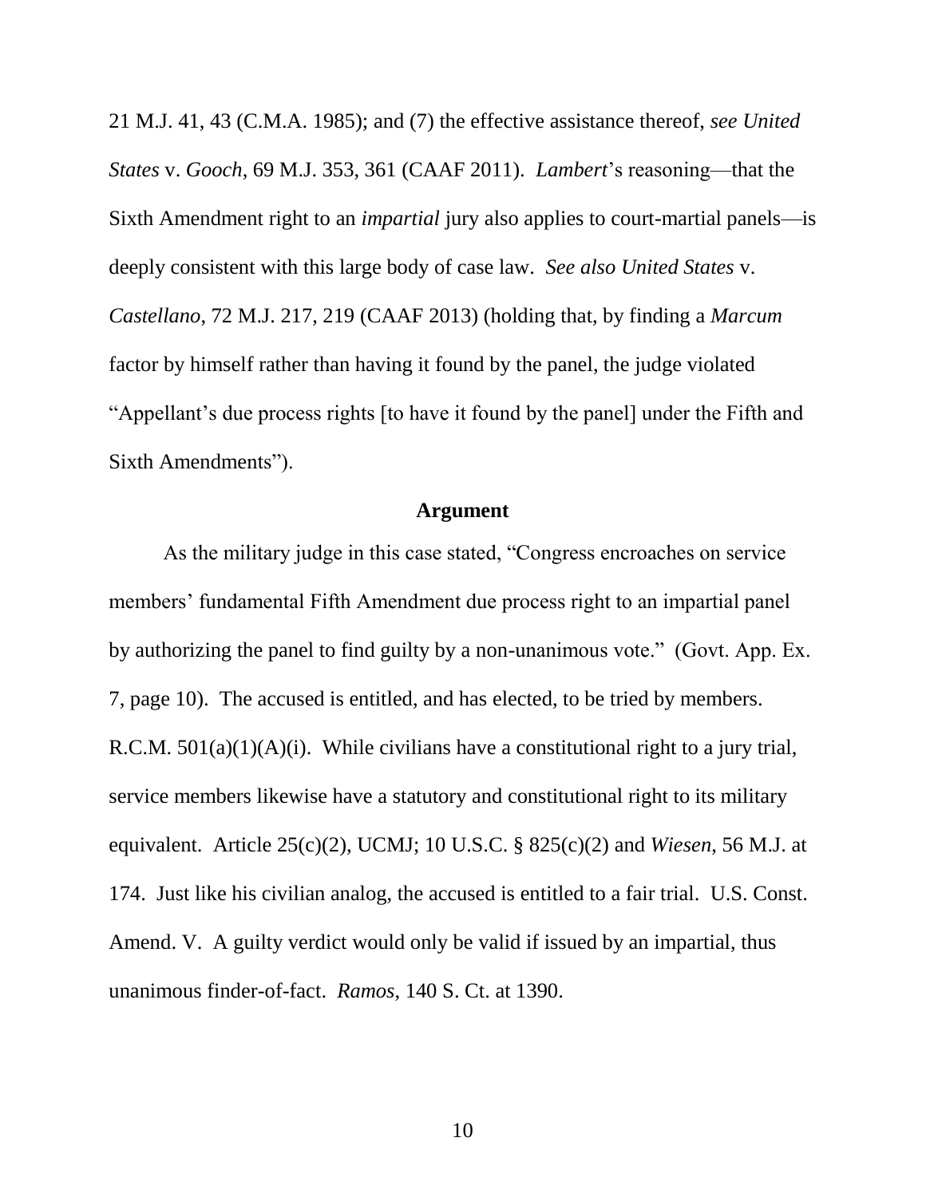21 M.J. 41, 43 (C.M.A. 1985); and (7) the effective assistance thereof, *see United States* v. *Gooch*, 69 M.J. 353, 361 (CAAF 2011). *Lambert*'s reasoning—that the Sixth Amendment right to an *impartial* jury also applies to court-martial panels—is deeply consistent with this large body of case law. *See also United States* v. *Castellano*, 72 M.J. 217, 219 (CAAF 2013) (holding that, by finding a *Marcum* factor by himself rather than having it found by the panel, the judge violated "Appellant's due process rights [to have it found by the panel] under the Fifth and Sixth Amendments").

**Argument**

As the military judge in this case stated, "Congress encroaches on service members' fundamental Fifth Amendment due process right to an impartial panel by authorizing the panel to find guilty by a non-unanimous vote." (Govt. App. Ex. 7, page 10). The accused is entitled, and has elected, to be tried by members. R.C.M. 501(a)(1)(A)(i). While civilians have a constitutional right to a jury trial, service members likewise have a statutory and constitutional right to its military equivalent. Article 25(c)(2), UCMJ; 10 U.S.C. § 825(c)(2) and *Wiesen*, 56 M.J. at 174. Just like his civilian analog, the accused is entitled to a fair trial. U.S. Const. Amend. V. A guilty verdict would only be valid if issued by an impartial, thus unanimous finder-of-fact. *Ramos*, 140 S. Ct. at 1390.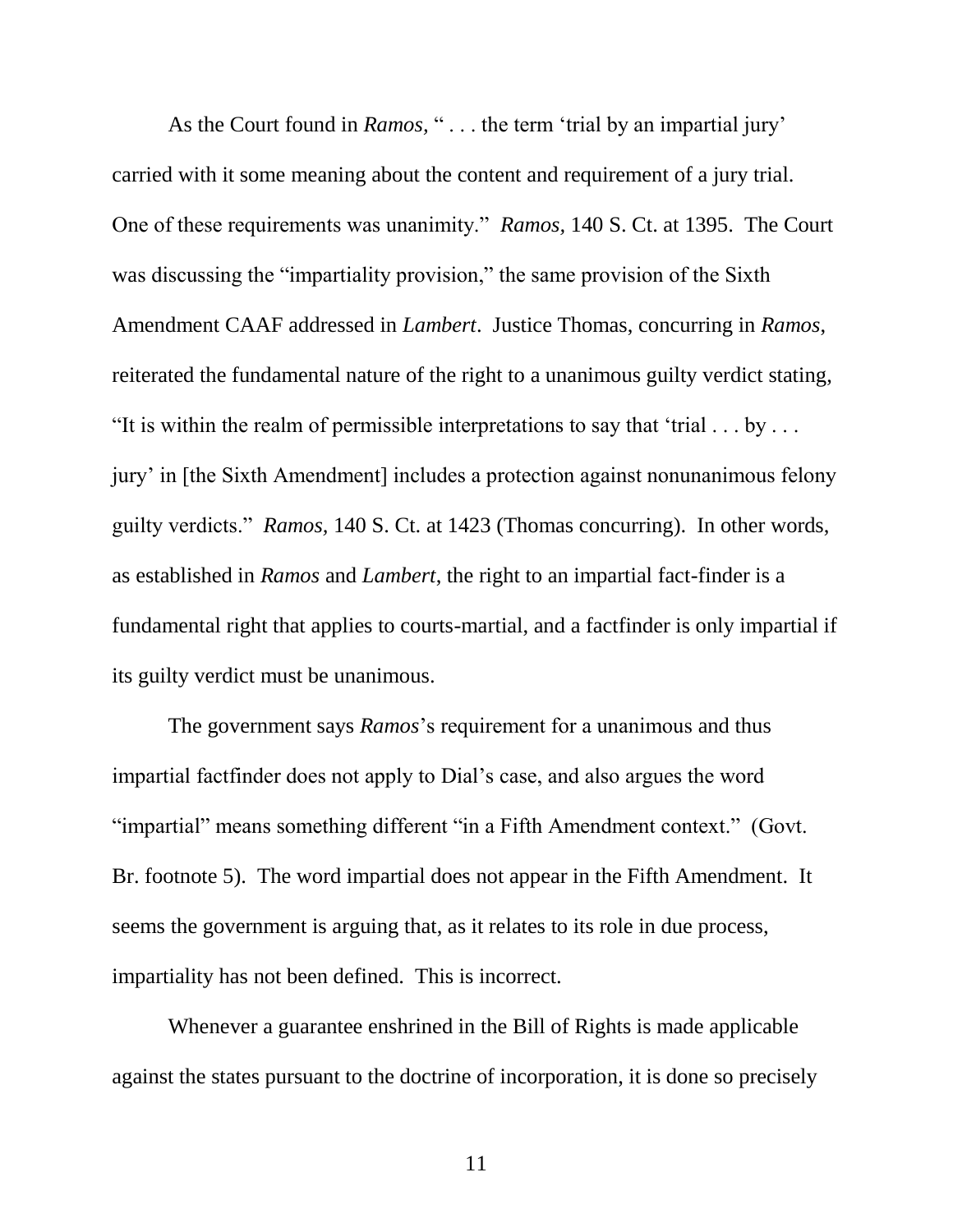As the Court found in *Ramos,* " . . . the term 'trial by an impartial jury' carried with it some meaning about the content and requirement of a jury trial. One of these requirements was unanimity." *Ramos,* 140 S. Ct. at 1395. The Court was discussing the "impartiality provision," the same provision of the Sixth Amendment CAAF addressed in *Lambert*. Justice Thomas, concurring in *Ramos*, reiterated the fundamental nature of the right to a unanimous guilty verdict stating, "It is within the realm of permissible interpretations to say that 'trial . . . by . . . jury' in [the Sixth Amendment] includes a protection against nonunanimous felony guilty verdicts." *Ramos,* 140 S. Ct. at 1423 (Thomas concurring). In other words, as established in *Ramos* and *Lambert*, the right to an impartial fact-finder is a fundamental right that applies to courts-martial, and a factfinder is only impartial if its guilty verdict must be unanimous.

The government says *Ramos*'s requirement for a unanimous and thus impartial factfinder does not apply to Dial's case, and also argues the word "impartial" means something different "in a Fifth Amendment context." (Govt. Br. footnote 5). The word impartial does not appear in the Fifth Amendment. It seems the government is arguing that, as it relates to its role in due process, impartiality has not been defined. This is incorrect.

Whenever a guarantee enshrined in the Bill of Rights is made applicable against the states pursuant to the doctrine of incorporation, it is done so precisely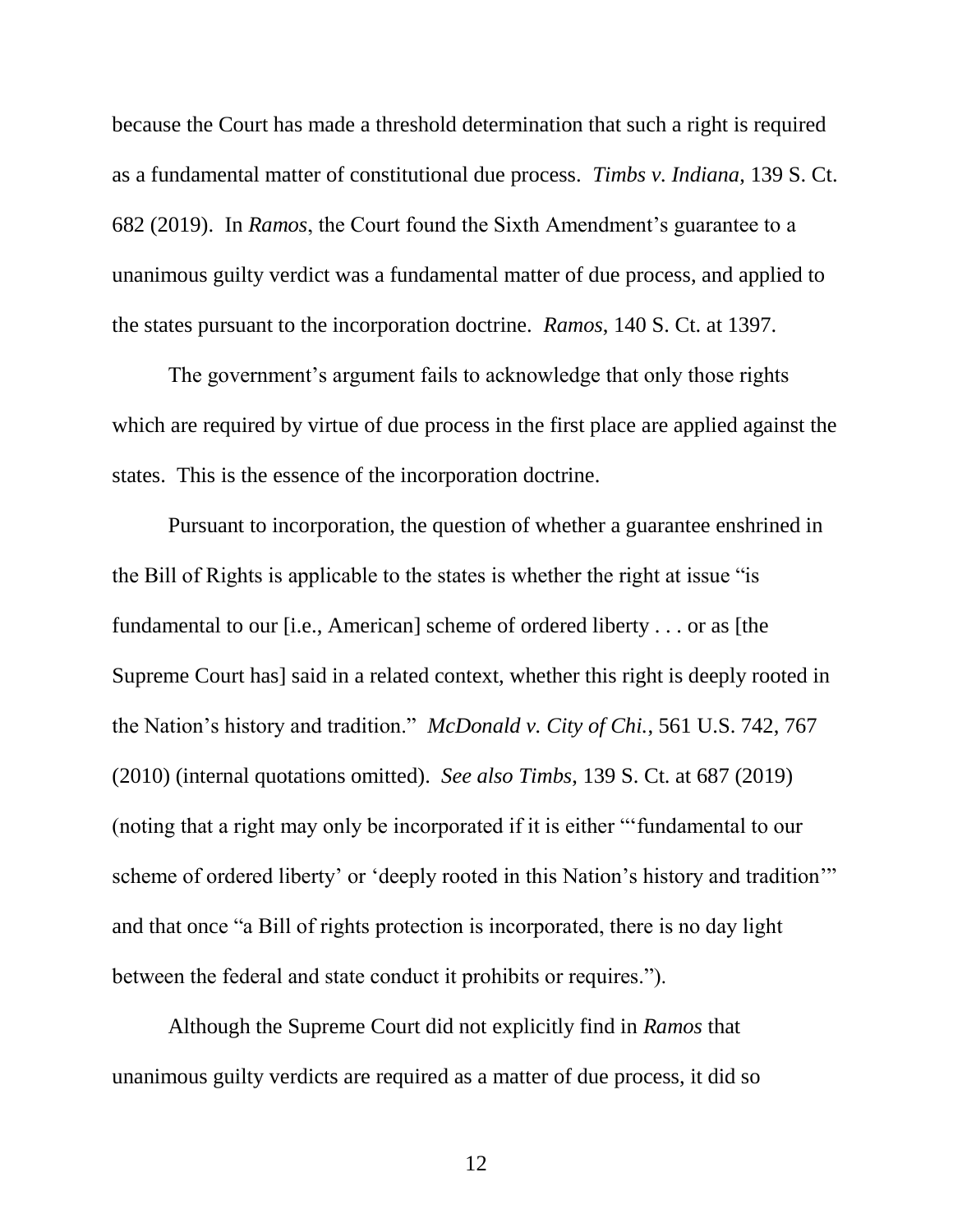because the Court has made a threshold determination that such a right is required as a fundamental matter of constitutional due process. *Timbs v. Indiana*, 139 S. Ct. 682 (2019). In *Ramos*, the Court found the Sixth Amendment's guarantee to a unanimous guilty verdict was a fundamental matter of due process, and applied to the states pursuant to the incorporation doctrine. *Ramos*, 140 S. Ct. at 1397.

The government's argument fails to acknowledge that only those rights which are required by virtue of due process in the first place are applied against the states. This is the essence of the incorporation doctrine.

Pursuant to incorporation, the question of whether a guarantee enshrined in the Bill of Rights is applicable to the states is whether the right at issue "is fundamental to our [i.e., American] scheme of ordered liberty . . . or as [the Supreme Court has] said in a related context, whether this right is deeply rooted in the Nation's history and tradition." *McDonald v. City of Chi.*, 561 U.S. 742, 767 (2010) (internal quotations omitted). *See also Timbs*, 139 S. Ct. at 687 (2019) (noting that a right may only be incorporated if it is either "'fundamental to our scheme of ordered liberty' or 'deeply rooted in this Nation's history and tradition'" and that once "a Bill of rights protection is incorporated, there is no day light between the federal and state conduct it prohibits or requires.").

Although the Supreme Court did not explicitly find in *Ramos* that unanimous guilty verdicts are required as a matter of due process, it did so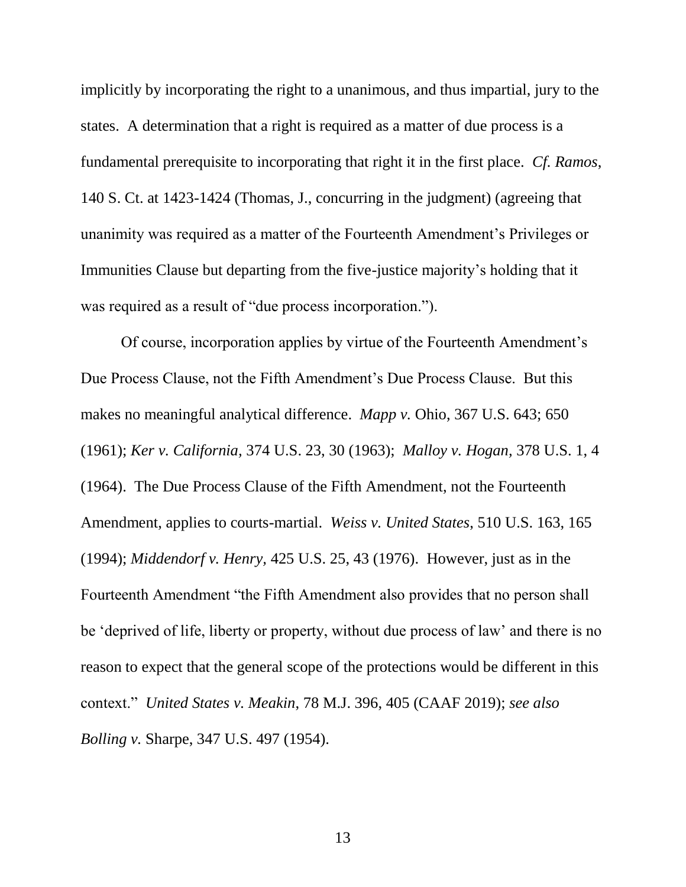implicitly by incorporating the right to a unanimous, and thus impartial, jury to the states. A determination that a right is required as a matter of due process is a fundamental prerequisite to incorporating that right it in the first place. *Cf. Ramos*, 140 S. Ct. at 1423-1424 (Thomas, J., concurring in the judgment) (agreeing that unanimity was required as a matter of the Fourteenth Amendment's Privileges or Immunities Clause but departing from the five-justice majority's holding that it was required as a result of "due process incorporation.").

Of course, incorporation applies by virtue of the Fourteenth Amendment's Due Process Clause, not the Fifth Amendment's Due Process Clause. But this makes no meaningful analytical difference. *Mapp v.* Ohio, 367 U.S. 643; 650 (1961); *Ker v. California,* 374 U.S. 23, 30 (1963); *Malloy v. Hogan,* 378 U.S. 1, 4 (1964). The Due Process Clause of the Fifth Amendment, not the Fourteenth Amendment, applies to courts-martial. *Weiss v. United States,* 510 U.S. 163, 165 (1994); *Middendorf v. Henry,* 425 U.S. 25, 43 (1976). However, just as in the Fourteenth Amendment "the Fifth Amendment also provides that no person shall be 'deprived of life, liberty or property, without due process of law' and there is no reason to expect that the general scope of the protections would be different in this context." *United States v. Meakin,* 78 M.J. 396, 405 (CAAF 2019); *see also Bolling v.* Sharpe, 347 U.S. 497 (1954).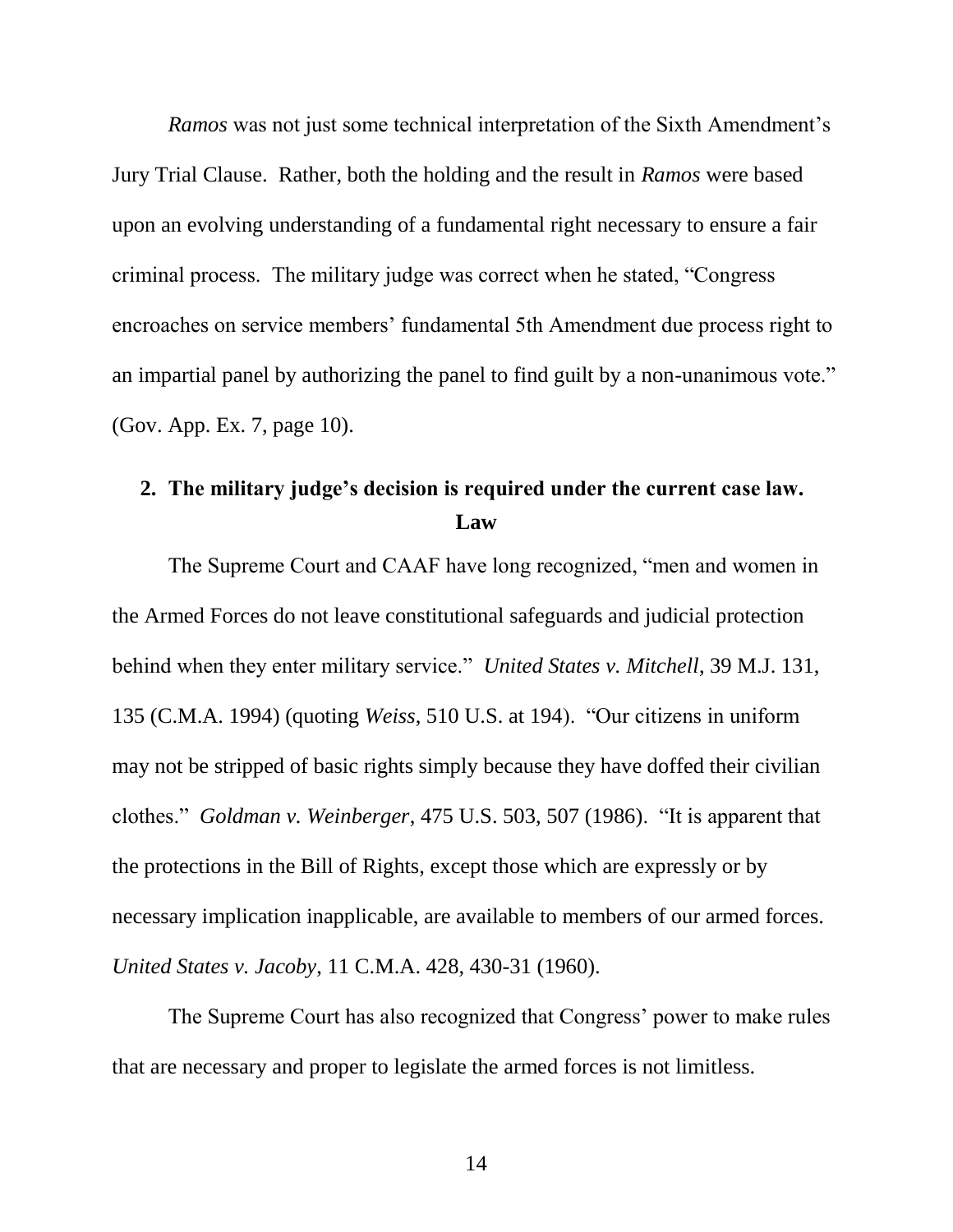*Ramos* was not just some technical interpretation of the Sixth Amendment's Jury Trial Clause. Rather, both the holding and the result in *Ramos* were based upon an evolving understanding of a fundamental right necessary to ensure a fair criminal process. The military judge was correct when he stated, "Congress encroaches on service members' fundamental 5th Amendment due process right to an impartial panel by authorizing the panel to find guilt by a non-unanimous vote." (Gov. App. Ex. 7, page 10).

## 2. The military judge's decision is required under the current case law.

**Law**

The Supreme Court and CAAF have long recognized, "men and women in the Armed Forces do not leave constitutional safeguards and judicial protection behind when they enter military service." *United States v. Mitchell*, 39 M.J. 131, 135 (C.M.A. 1994) (quoting *Weiss*, 510 U.S. at 194). "Our citizens in uniform may not be stripped of basic rights simply because they have doffed their civilian clothes." *Goldman v. Weinberger*, 475 U.S. 503, 507 (1986). "It is apparent that the protections in the Bill of Rights, except those which are expressly or by necessary implication inapplicable, are available to members of our armed forces. *United States v. Jacoby*, 11 C.M.A. 428, 430-31 (1960).

The Supreme Court has also recognized that Congress' power to make rules that are necessary and proper to legislate the armed forces is not limitless.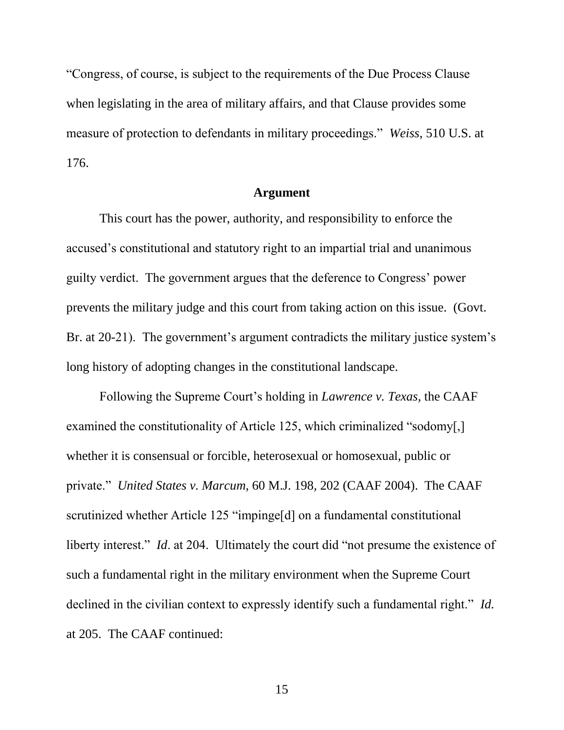"Congress, of course, is subject to the requirements of the Due Process Clause when legislating in the area of military affairs, and that Clause provides some measure of protection to defendants in military proceedings." *Weiss*, 510 U.S. at 176.

**Argument**

This court has the power, authority, and responsibility to enforce the accused's constitutional and statutory right to an impartial trial and unanimous guilty verdict. The government argues that the deference to Congress' power prevents the military judge and this court from taking action on this issue. (Govt. Br. at 20-21). The government's argument contradicts the military justice system's long history of adopting changes in the constitutional landscape.

Following the Supreme Court's holding in *Lawrence v. Texas*, the CAAF examined the constitutionality of Article 125, which criminalized "sodomy[,] whether it is consensual or forcible, heterosexual or homosexual, public or private." *United States v. Marcum*, 60 M.J. 198, 202 (CAAF 2004). The CAAF scrutinized whether Article 125 "impinge[d] on a fundamental constitutional liberty interest." *Id*. at 204. Ultimately the court did "not presume the existence of such a fundamental right in the military environment when the Supreme Court declined in the civilian context to expressly identify such a fundamental right." *Id.* at 205. The CAAF continued: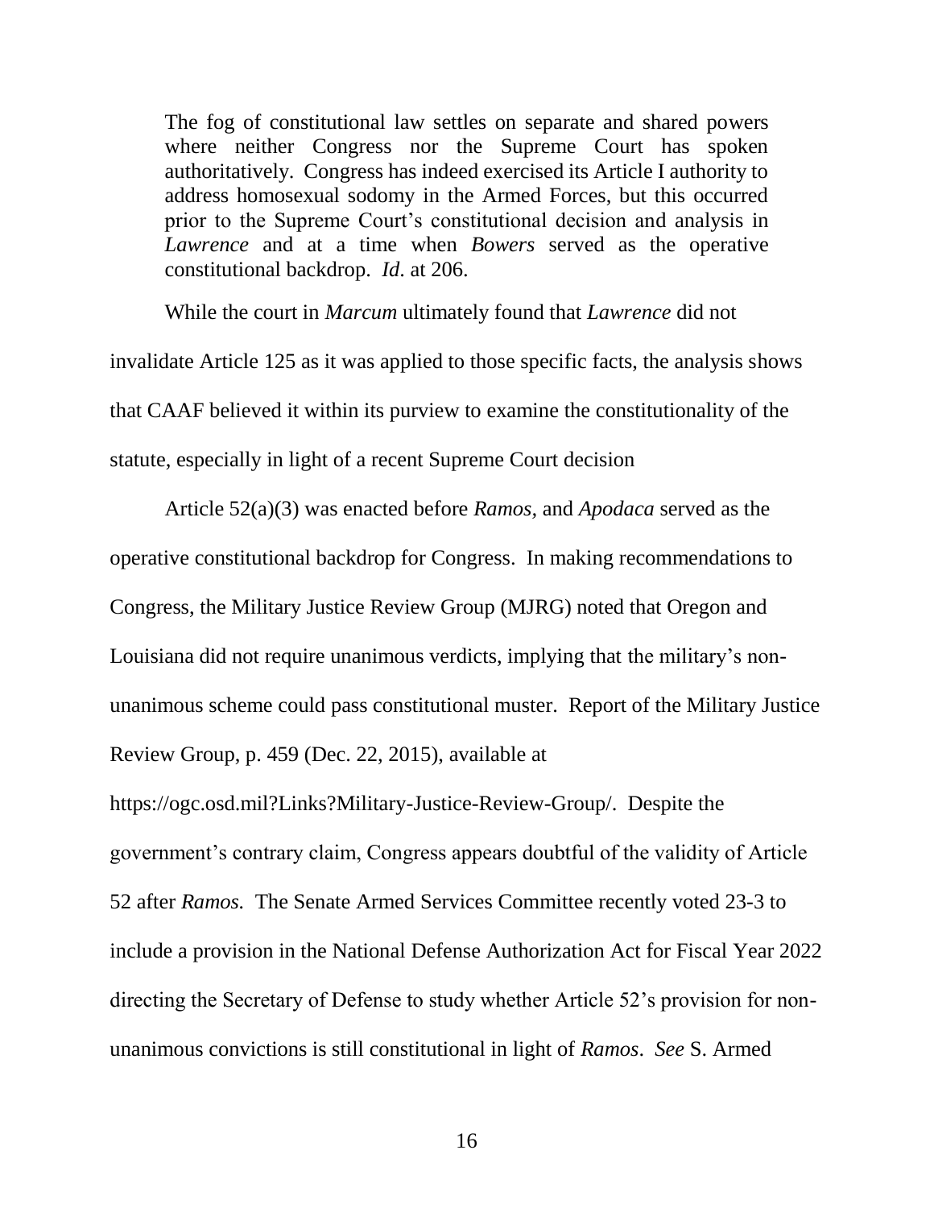> The fog of constitutional law settles on separate and shared powers where neither Congress nor the Supreme Court has spoken authoritatively. Congress has indeed exercised its Article I authority to address homosexual sodomy in the Armed Forces, but this occurred prior to the Supreme Court's constitutional decision and analysis in *Lawrence* and at a time when *Bowers* served as the operative constitutional backdrop. *Id*. at 206.

While the court in *Marcum* ultimately found that *Lawrence* did not invalidate Article 125 as it was applied to those specific facts, the analysis shows that CAAF believed it within its purview to examine the constitutionality of the statute, especially in light of a recent Supreme Court decision

Article 52(a)(3) was enacted before *Ramos,* and *Apodaca* served as the operative constitutional backdrop for Congress. In making recommendations to Congress, the Military Justice Review Group (MJRG) noted that Oregon and Louisiana did not require unanimous verdicts, implying that the military's non-unanimous scheme could pass constitutional muster. Report of the Military Justice Review Group, p. 459 (Dec. 22, 2015), available at https://ogc.osd.mil?Links?Military-Justice-Review-Group/. Despite the government's contrary claim, Congress appears doubtful of the validity of Article 52 after *Ramos.* The Senate Armed Services Committee recently voted 23-3 to include a provision in the National Defense Authorization Act for Fiscal Year 2022 directing the Secretary of Defense to study whether Article 52's provision for non-unanimous convictions is still constitutional in light of *Ramos*. *See* S. Armed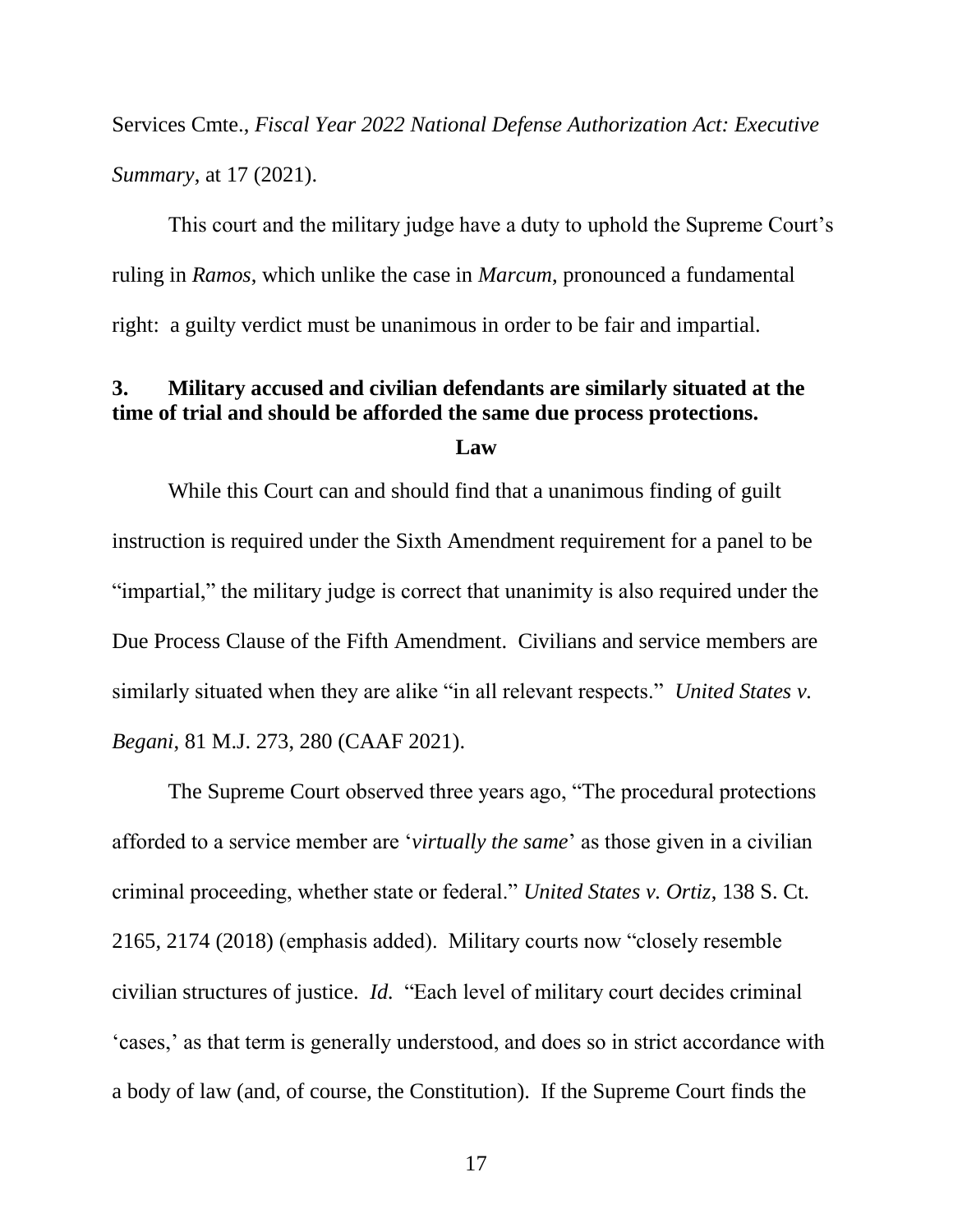Services Cmte., *Fiscal Year 2022 National Defense Authorization Act: Executive Summary*, at 17 (2021).

This court and the military judge have a duty to uphold the Supreme Court's ruling in *Ramos*, which unlike the case in *Marcum*, pronounced a fundamental right: a guilty verdict must be unanimous in order to be fair and impartial.

**3. Military accused and civilian defendants are similarly situated at the time of trial and should be afforded the same due process protections.**

**Law**

While this Court can and should find that a unanimous finding of guilt instruction is required under the Sixth Amendment requirement for a panel to be "impartial," the military judge is correct that unanimity is also required under the Due Process Clause of the Fifth Amendment. Civilians and service members are similarly situated when they are alike "in all relevant respects." *United States v. Begani*, 81 M.J. 273, 280 (CAAF 2021).

The Supreme Court observed three years ago, "The procedural protections afforded to a service member are '*virtually the same*' as those given in a civilian criminal proceeding, whether state or federal." *United States v. Ortiz*, 138 S. Ct. 2165, 2174 (2018) (emphasis added). Military courts now "closely resemble civilian structures of justice. *Id.* "Each level of military court decides criminal 'cases,' as that term is generally understood, and does so in strict accordance with a body of law (and, of course, the Constitution). If the Supreme Court finds the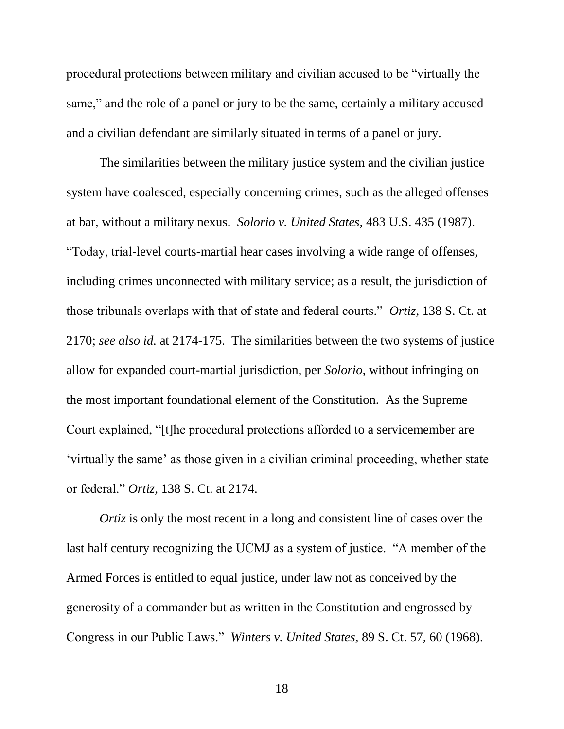procedural protections between military and civilian accused to be "virtually the same," and the role of a panel or jury to be the same, certainly a military accused and a civilian defendant are similarly situated in terms of a panel or jury.

The similarities between the military justice system and the civilian justice system have coalesced, especially concerning crimes, such as the alleged offenses at bar, without a military nexus. *Solorio v. United States*, 483 U.S. 435 (1987). "Today, trial-level courts-martial hear cases involving a wide range of offenses, including crimes unconnected with military service; as a result, the jurisdiction of those tribunals overlaps with that of state and federal courts." *Ortiz*, 138 S. Ct. at 2170; *see also id.* at 2174-175. The similarities between the two systems of justice allow for expanded court-martial jurisdiction, per *Solorio*, without infringing on the most important foundational element of the Constitution. As the Supreme Court explained, "[t]he procedural protections afforded to a servicemember are 'virtually the same' as those given in a civilian criminal proceeding, whether state or federal." *Ortiz*, 138 S. Ct. at 2174.

*Ortiz* is only the most recent in a long and consistent line of cases over the last half century recognizing the UCMJ as a system of justice. "A member of the Armed Forces is entitled to equal justice, under law not as conceived by the generosity of a commander but as written in the Constitution and engrossed by Congress in our Public Laws." *Winters v. United States*, 89 S. Ct. 57, 60 (1968).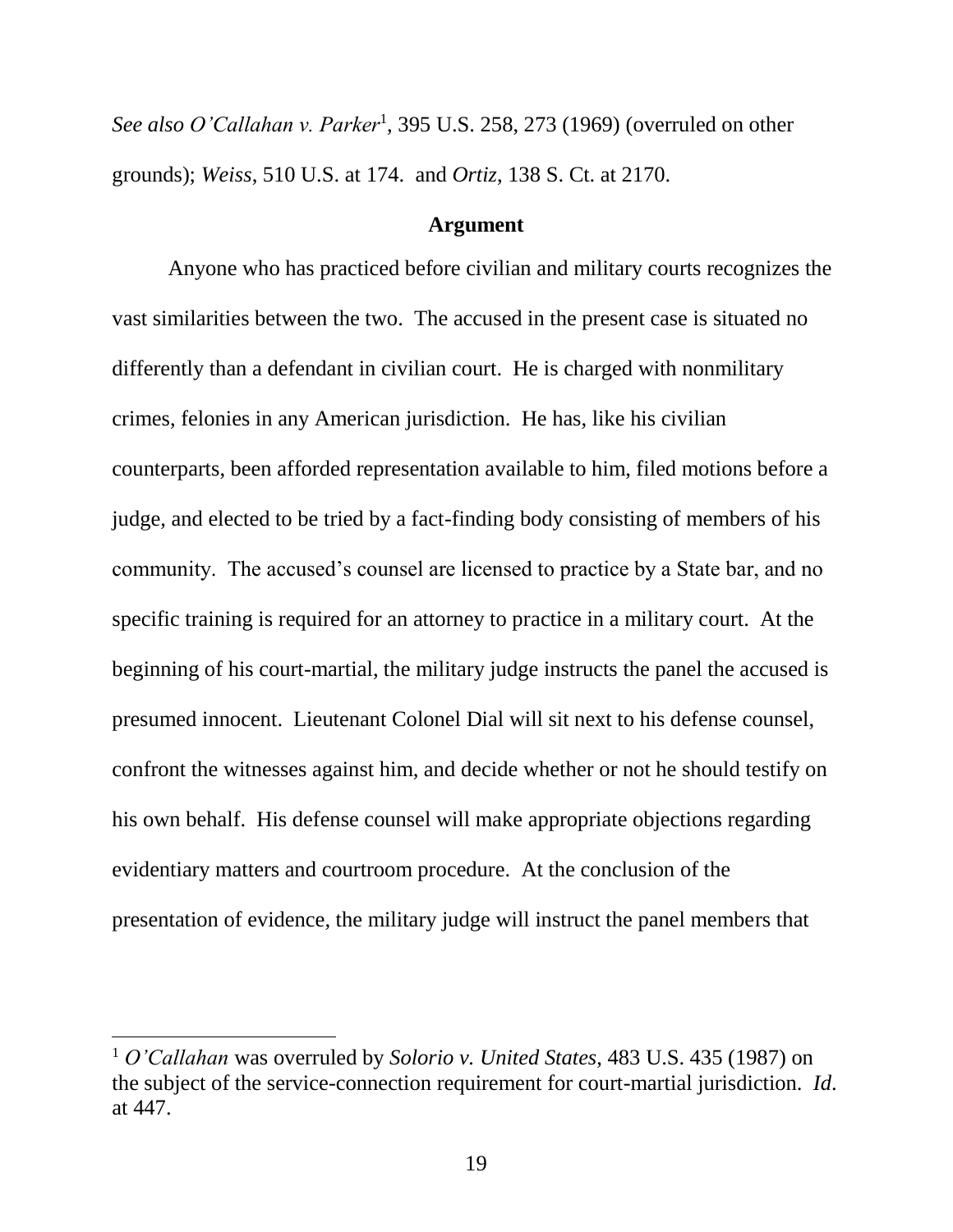*See also O'Callahan v. Parker*[1], 395 U.S. 258, 273 (1969) (overruled on other grounds); *Weiss*, 510 U.S. at 174. and *Ortiz*, 138 S. Ct. at 2170.

## Argument

Anyone who has practiced before civilian and military courts recognizes the vast similarities between the two. The accused in the present case is situated no differently than a defendant in civilian court. He is charged with nonmilitary crimes, felonies in any American jurisdiction. He has, like his civilian counterparts, been afforded representation available to him, filed motions before a judge, and elected to be tried by a fact-finding body consisting of members of his community. The accused's counsel are licensed to practice by a State bar, and no specific training is required for an attorney to practice in a military court. At the beginning of his court-martial, the military judge instructs the panel the accused is presumed innocent. Lieutenant Colonel Dial will sit next to his defense counsel, confront the witnesses against him, and decide whether or not he should testify on his own behalf. His defense counsel will make appropriate objections regarding evidentiary matters and courtroom procedure. At the conclusion of the presentation of evidence, the military judge will instruct the panel members that

---

[1] *O'Callahan* was overruled by *Solorio v. United States*, 483 U.S. 435 (1987) on the subject of the service-connection requirement for court-martial jurisdiction. *Id*. at 447.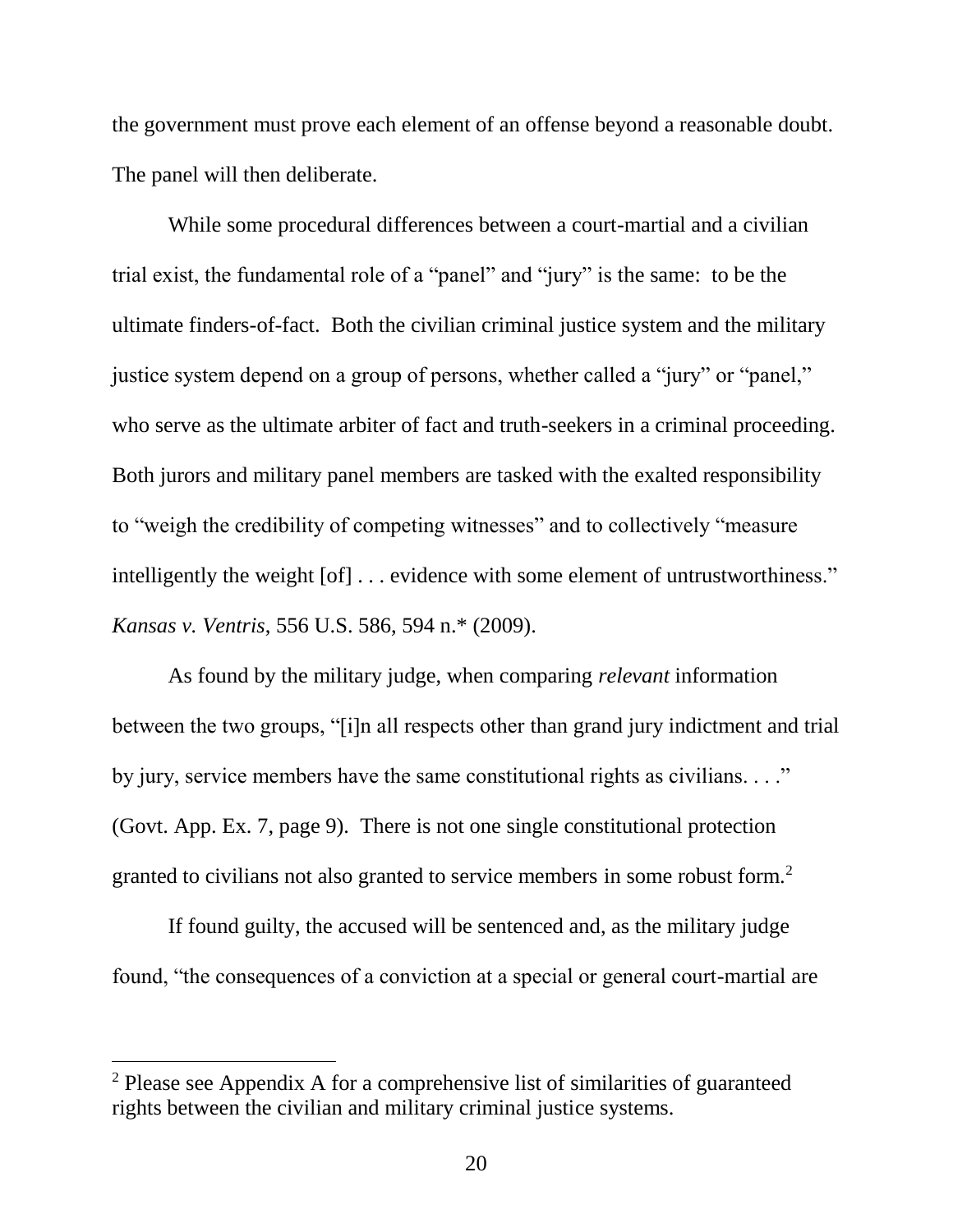the government must prove each element of an offense beyond a reasonable doubt. The panel will then deliberate.

While some procedural differences between a court-martial and a civilian trial exist, the fundamental role of a "panel" and "jury" is the same: to be the ultimate finders-of-fact. Both the civilian criminal justice system and the military justice system depend on a group of persons, whether called a "jury" or "panel," who serve as the ultimate arbiter of fact and truth-seekers in a criminal proceeding. Both jurors and military panel members are tasked with the exalted responsibility to "weigh the credibility of competing witnesses" and to collectively "measure intelligently the weight [of] . . . evidence with some element of untrustworthiness." *Kansas v. Ventris*, 556 U.S. 586, 594 n.* (2009).

As found by the military judge, when comparing *relevant* information between the two groups, "[i]n all respects other than grand jury indictment and trial by jury, service members have the same constitutional rights as civilians. . . ." (Govt. App. Ex. 7, page 9). There is not one single constitutional protection granted to civilians not also granted to service members in some robust form.[2]

If found guilty, the accused will be sentenced and, as the military judge found, "the consequences of a conviction at a special or general court-martial are

[2] Please see Appendix A for a comprehensive list of similarities of guaranteed rights between the civilian and military criminal justice systems.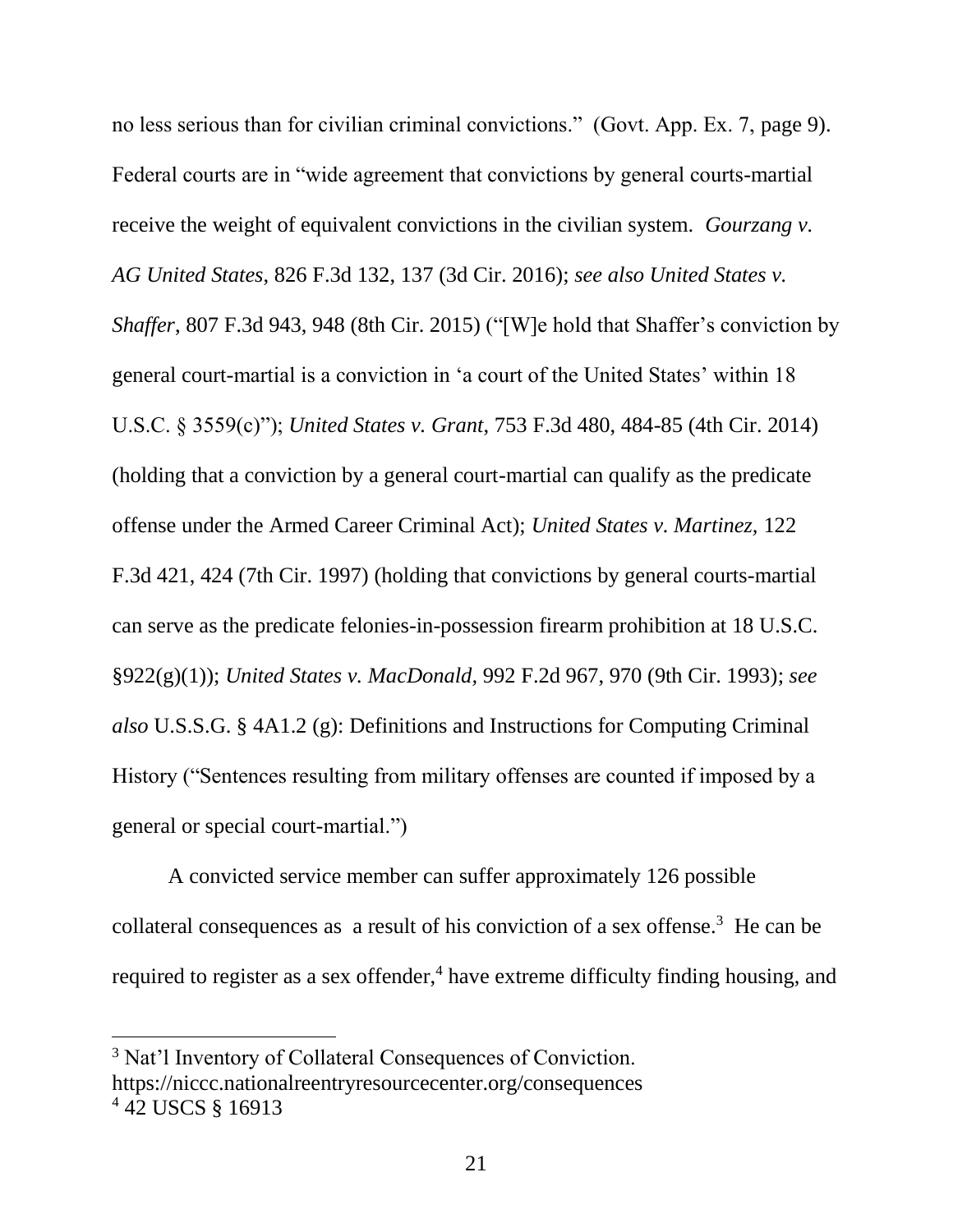no less serious than for civilian criminal convictions." (Govt. App. Ex. 7, page 9). Federal courts are in "wide agreement that convictions by general courts-martial receive the weight of equivalent convictions in the civilian system. *Gourzang v. AG United States*, 826 F.3d 132, 137 (3d Cir. 2016); *see also United States v. Shaffer*, 807 F.3d 943, 948 (8th Cir. 2015) ("[W]e hold that Shaffer's conviction by general court-martial is a conviction in 'a court of the United States' within 18 U.S.C. § 3559(c)"); *United States v. Grant*, 753 F.3d 480, 484-85 (4th Cir. 2014) (holding that a conviction by a general court-martial can qualify as the predicate offense under the Armed Career Criminal Act); *United States v. Martinez,* 122 F.3d 421, 424 (7th Cir. 1997) (holding that convictions by general courts-martial can serve as the predicate felonies-in-possession firearm prohibition at 18 U.S.C. §922(g)(1)); *United States v. MacDonald,* 992 F.2d 967, 970 (9th Cir. 1993); *see also* U.S.S.G. § 4A1.2 (g): Definitions and Instructions for Computing Criminal History ("Sentences resulting from military offenses are counted if imposed by a general or special court-martial.")

A convicted service member can suffer approximately 126 possible collateral consequences as a result of his conviction of a sex offense.[3] He can be required to register as a sex offender,[4] have extreme difficulty finding housing, and

[3] Nat'l Inventory of Collateral Consequences of Conviction. https://niccc.nationalreentryresourcecenter.org/consequences

[4] 42 USCS § 16913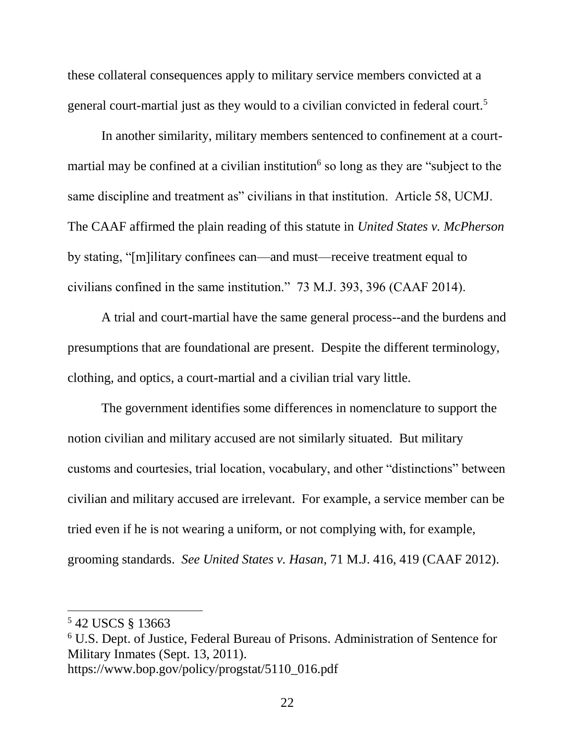these collateral consequences apply to military service members convicted at a general court-martial just as they would to a civilian convicted in federal court.[5]

In another similarity, military members sentenced to confinement at a court-martial may be confined at a civilian institution[6] so long as they are "subject to the same discipline and treatment as" civilians in that institution. Article 58, UCMJ. The CAAF affirmed the plain reading of this statute in *United States v. McPherson* by stating, "[m]ilitary confinees can—and must—receive treatment equal to civilians confined in the same institution." 73 M.J. 393, 396 (CAAF 2014).

A trial and court-martial have the same general process--and the burdens and presumptions that are foundational are present. Despite the different terminology, clothing, and optics, a court-martial and a civilian trial vary little.

The government identifies some differences in nomenclature to support the notion civilian and military accused are not similarly situated. But military customs and courtesies, trial location, vocabulary, and other "distinctions" between civilian and military accused are irrelevant. For example, a service member can be tried even if he is not wearing a uniform, or not complying with, for example, grooming standards. *See United States v. Hasan*, 71 M.J. 416, 419 (CAAF 2012).

---

[5] 42 USCS § 13663

[6] U.S. Dept. of Justice, Federal Bureau of Prisons. Administration of Sentence for Military Inmates (Sept. 13, 2011). https://www.bop.gov/policy/progstat/5110_016.pdf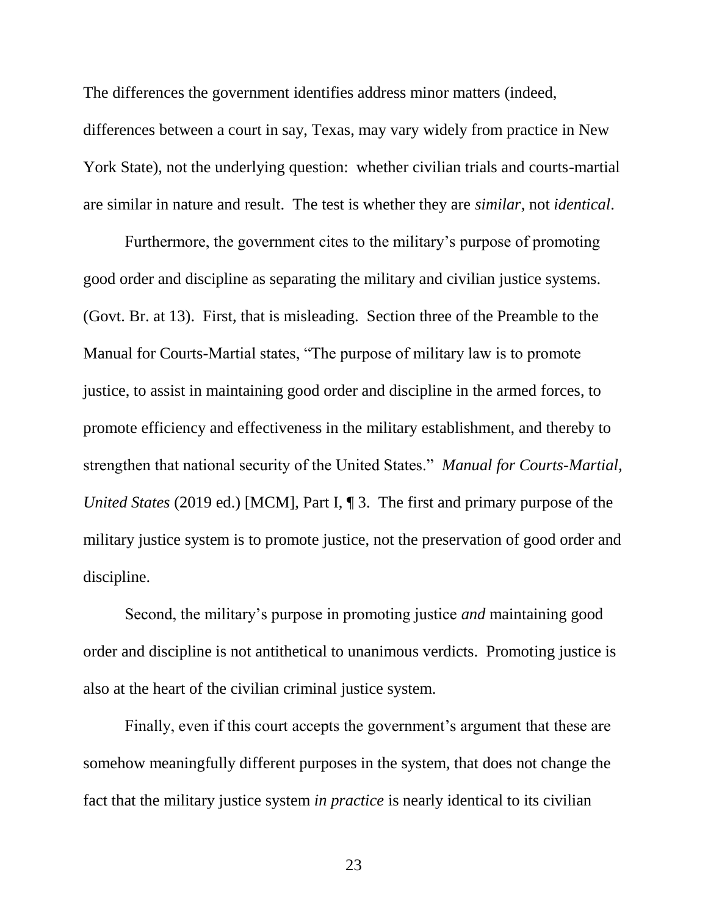The differences the government identifies address minor matters (indeed, differences between a court in say, Texas, may vary widely from practice in New York State), not the underlying question: whether civilian trials and courts-martial are similar in nature and result. The test is whether they are *similar*, not *identical*.

Furthermore, the government cites to the military's purpose of promoting good order and discipline as separating the military and civilian justice systems. (Govt. Br. at 13). First, that is misleading. Section three of the Preamble to the Manual for Courts-Martial states, "The purpose of military law is to promote justice, to assist in maintaining good order and discipline in the armed forces, to promote efficiency and effectiveness in the military establishment, and thereby to strengthen that national security of the United States." *Manual for Courts-Martial, United States* (2019 ed.) [MCM], Part I, ¶ 3. The first and primary purpose of the military justice system is to promote justice, not the preservation of good order and discipline.

Second, the military's purpose in promoting justice *and* maintaining good order and discipline is not antithetical to unanimous verdicts. Promoting justice is also at the heart of the civilian criminal justice system.

Finally, even if this court accepts the government's argument that these are somehow meaningfully different purposes in the system, that does not change the fact that the military justice system *in practice* is nearly identical to its civilian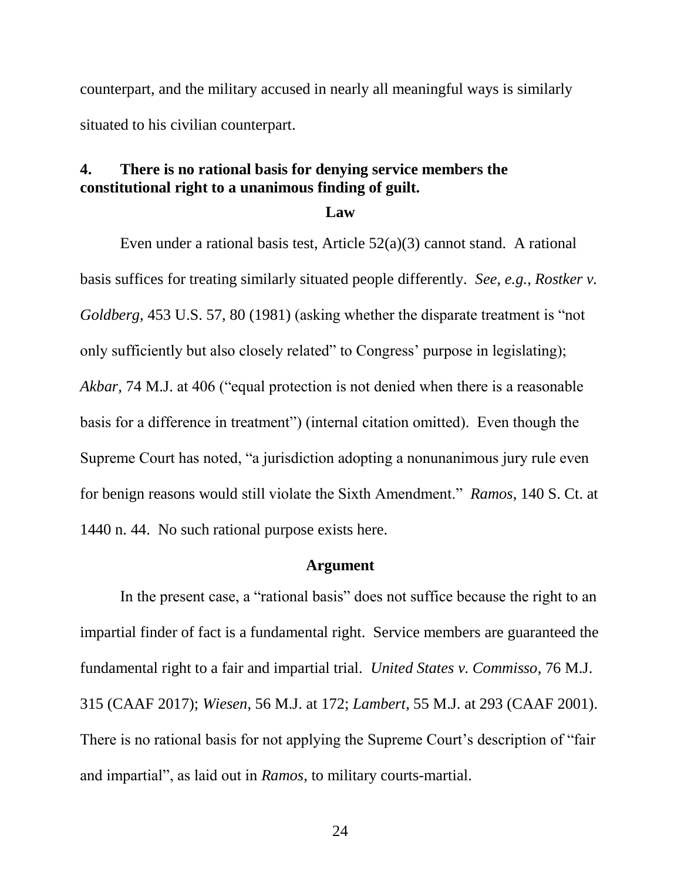counterpart, and the military accused in nearly all meaningful ways is similarly situated to his civilian counterpart.

**4. There is no rational basis for denying service members the constitutional right to a unanimous finding of guilt.**

**Law**

Even under a rational basis test, Article 52(a)(3) cannot stand. A rational basis suffices for treating similarly situated people differently. *See, e.g.*, *Rostker v. Goldberg*, 453 U.S. 57, 80 (1981) (asking whether the disparate treatment is "not only sufficiently but also closely related" to Congress' purpose in legislating); *Akbar*, 74 M.J. at 406 ("equal protection is not denied when there is a reasonable basis for a difference in treatment") (internal citation omitted). Even though the Supreme Court has noted, "a jurisdiction adopting a nonunanimous jury rule even for benign reasons would still violate the Sixth Amendment." *Ramos*, 140 S. Ct. at 1440 n. 44. No such rational purpose exists here.

**Argument**

In the present case, a "rational basis" does not suffice because the right to an impartial finder of fact is a fundamental right. Service members are guaranteed the fundamental right to a fair and impartial trial. *United States v. Commisso*, 76 M.J. 315 (CAAF 2017); *Wiesen*, 56 M.J. at 172; *Lambert*, 55 M.J. at 293 (CAAF 2001). There is no rational basis for not applying the Supreme Court's description of "fair and impartial", as laid out in *Ramos*, to military courts-martial.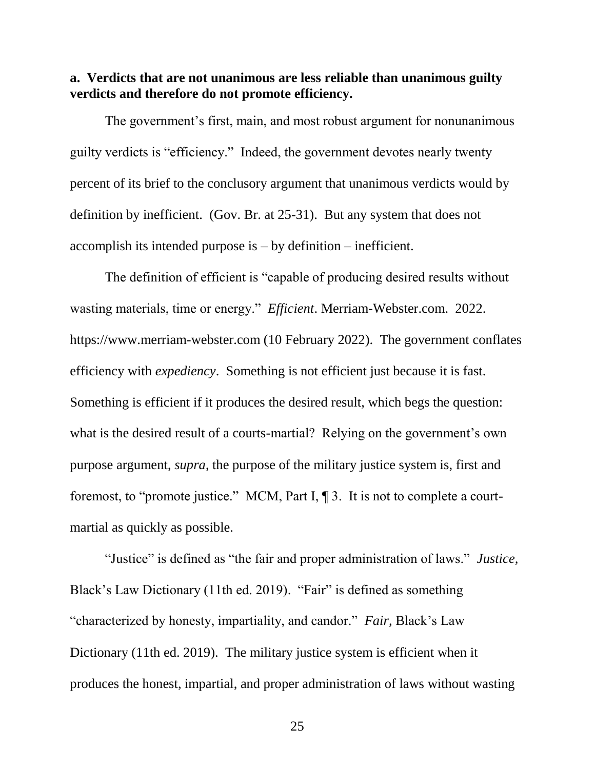**a. Verdicts that are not unanimous are less reliable than unanimous guilty verdicts and therefore do not promote efficiency.**

The government's first, main, and most robust argument for nonunanimous guilty verdicts is "efficiency." Indeed, the government devotes nearly twenty percent of its brief to the conclusory argument that unanimous verdicts would by definition by inefficient. (Gov. Br. at 25-31). But any system that does not accomplish its intended purpose is – by definition – inefficient.

The definition of efficient is "capable of producing desired results without wasting materials, time or energy." *Efficient*. Merriam-Webster.com. 2022. https://www.merriam-webster.com (10 February 2022). The government conflates efficiency with *expediency*. Something is not efficient just because it is fast. Something is efficient if it produces the desired result, which begs the question: what is the desired result of a courts-martial? Relying on the government's own purpose argument, *supra*, the purpose of the military justice system is, first and foremost, to "promote justice." MCM, Part I, ¶ 3. It is not to complete a court-martial as quickly as possible.

"Justice" is defined as "the fair and proper administration of laws." *Justice,* Black's Law Dictionary (11th ed. 2019). "Fair" is defined as something "characterized by honesty, impartiality, and candor." *Fair,* Black's Law Dictionary (11th ed. 2019). The military justice system is efficient when it produces the honest, impartial, and proper administration of laws without wasting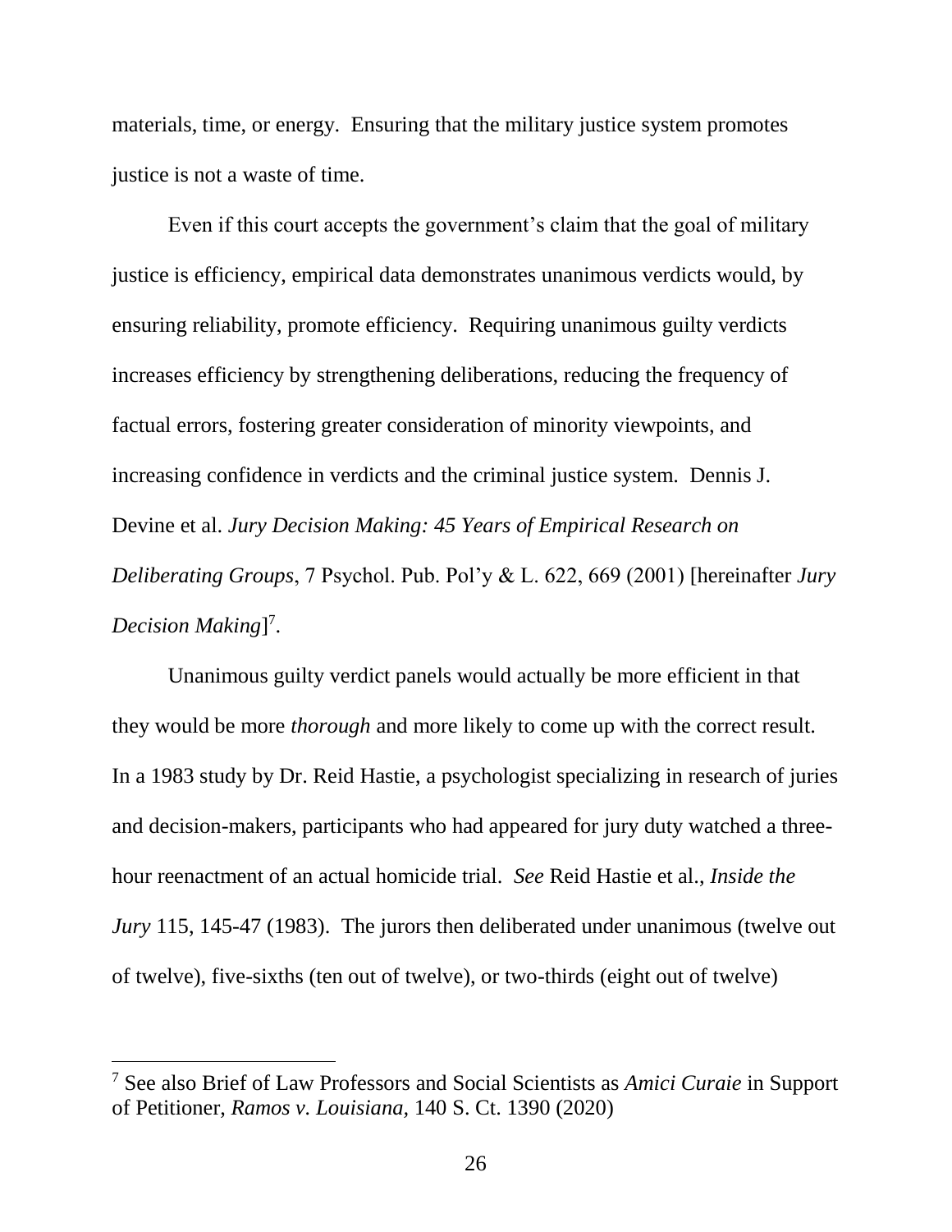materials, time, or energy. Ensuring that the military justice system promotes justice is not a waste of time.

Even if this court accepts the government's claim that the goal of military justice is efficiency, empirical data demonstrates unanimous verdicts would, by ensuring reliability, promote efficiency. Requiring unanimous guilty verdicts increases efficiency by strengthening deliberations, reducing the frequency of factual errors, fostering greater consideration of minority viewpoints, and increasing confidence in verdicts and the criminal justice system. Dennis J. Devine et al. *Jury Decision Making: 45 Years of Empirical Research on Deliberating Groups*, 7 Psychol. Pub. Pol'y & L. 622, 669 (2001) [hereinafter *Jury Decision Making*][7].

Unanimous guilty verdict panels would actually be more efficient in that they would be more *thorough* and more likely to come up with the correct result. In a 1983 study by Dr. Reid Hastie, a psychologist specializing in research of juries and decision-makers, participants who had appeared for jury duty watched a three-hour reenactment of an actual homicide trial. *See* Reid Hastie et al., *Inside the Jury* 115, 145-47 (1983). The jurors then deliberated under unanimous (twelve out of twelve), five-sixths (ten out of twelve), or two-thirds (eight out of twelve)

---

[7] See also Brief of Law Professors and Social Scientists as *Amici Curaie* in Support of Petitioner, *Ramos v. Louisiana,* 140 S. Ct. 1390 (2020)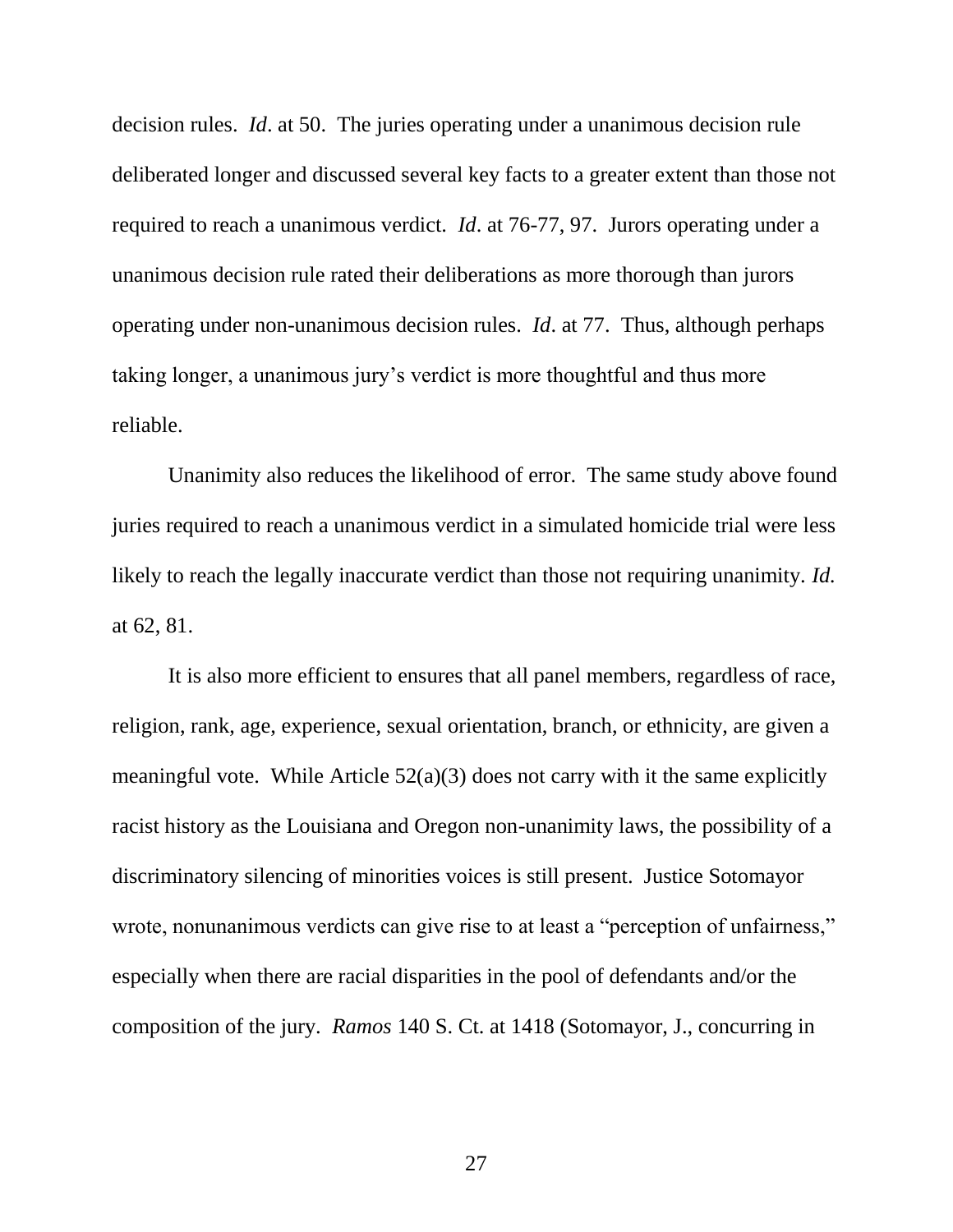decision rules. *Id*. at 50. The juries operating under a unanimous decision rule deliberated longer and discussed several key facts to a greater extent than those not required to reach a unanimous verdict. *Id*. at 76-77, 97. Jurors operating under a unanimous decision rule rated their deliberations as more thorough than jurors operating under non-unanimous decision rules. *Id*. at 77. Thus, although perhaps taking longer, a unanimous jury's verdict is more thoughtful and thus more reliable.

Unanimity also reduces the likelihood of error. The same study above found juries required to reach a unanimous verdict in a simulated homicide trial were less likely to reach the legally inaccurate verdict than those not requiring unanimity. *Id.* at 62, 81.

It is also more efficient to ensures that all panel members, regardless of race, religion, rank, age, experience, sexual orientation, branch, or ethnicity, are given a meaningful vote. While Article 52(a)(3) does not carry with it the same explicitly racist history as the Louisiana and Oregon non-unanimity laws, the possibility of a discriminatory silencing of minorities voices is still present. Justice Sotomayor wrote, nonunanimous verdicts can give rise to at least a "perception of unfairness," especially when there are racial disparities in the pool of defendants and/or the composition of the jury. *Ramos* 140 S. Ct. at 1418 (Sotomayor, J., concurring in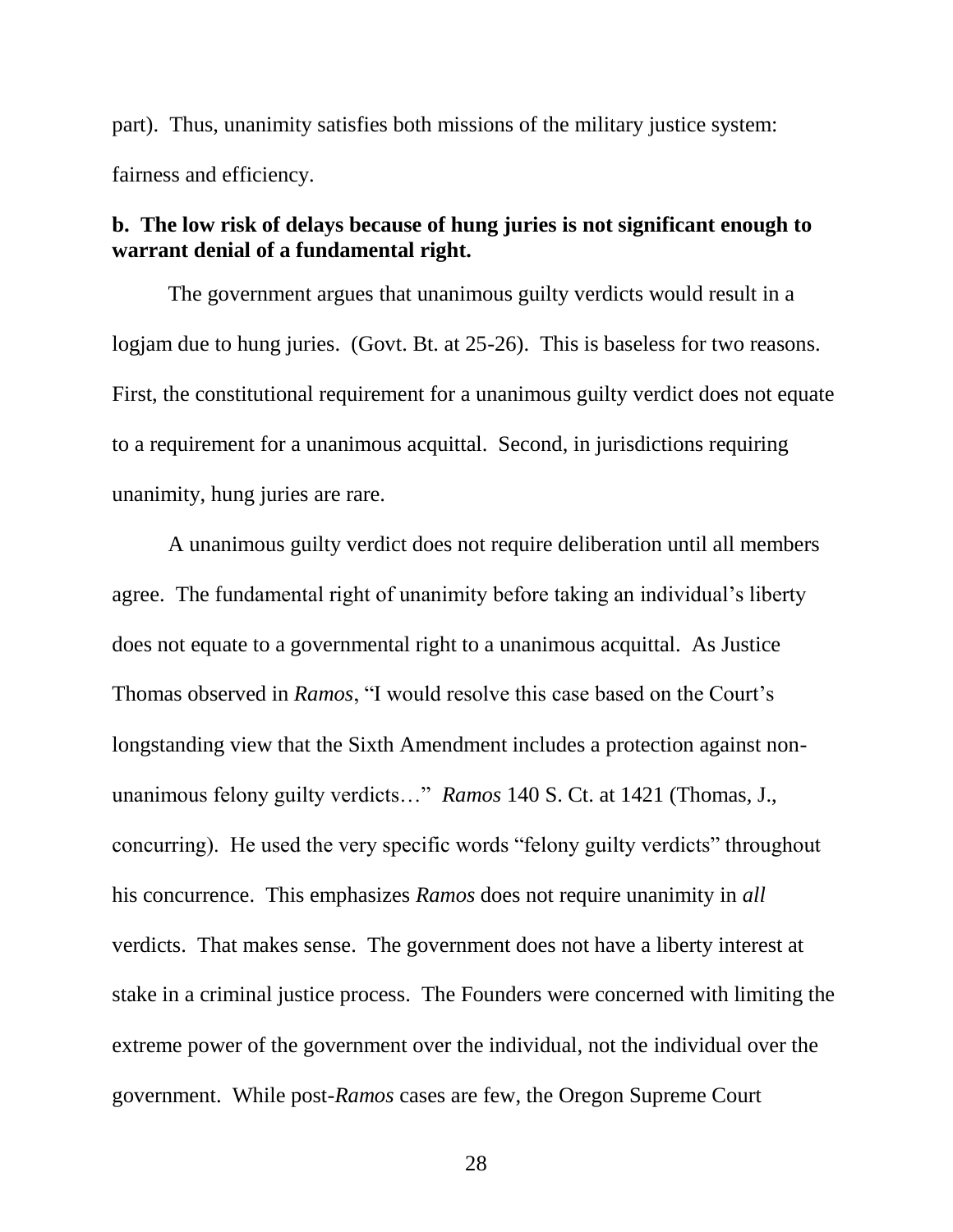part). Thus, unanimity satisfies both missions of the military justice system: fairness and efficiency.

**b. The low risk of delays because of hung juries is not significant enough to warrant denial of a fundamental right.**

The government argues that unanimous guilty verdicts would result in a logjam due to hung juries. (Govt. Bt. at 25-26). This is baseless for two reasons. First, the constitutional requirement for a unanimous guilty verdict does not equate to a requirement for a unanimous acquittal. Second, in jurisdictions requiring unanimity, hung juries are rare.

A unanimous guilty verdict does not require deliberation until all members agree. The fundamental right of unanimity before taking an individual's liberty does not equate to a governmental right to a unanimous acquittal. As Justice Thomas observed in *Ramos*, "I would resolve this case based on the Court's longstanding view that the Sixth Amendment includes a protection against non-unanimous felony guilty verdicts…" *Ramos* 140 S. Ct. at 1421 (Thomas, J., concurring). He used the very specific words "felony guilty verdicts" throughout his concurrence. This emphasizes *Ramos* does not require unanimity in *all* verdicts. That makes sense. The government does not have a liberty interest at stake in a criminal justice process. The Founders were concerned with limiting the extreme power of the government over the individual, not the individual over the government. While post-*Ramos* cases are few, the Oregon Supreme Court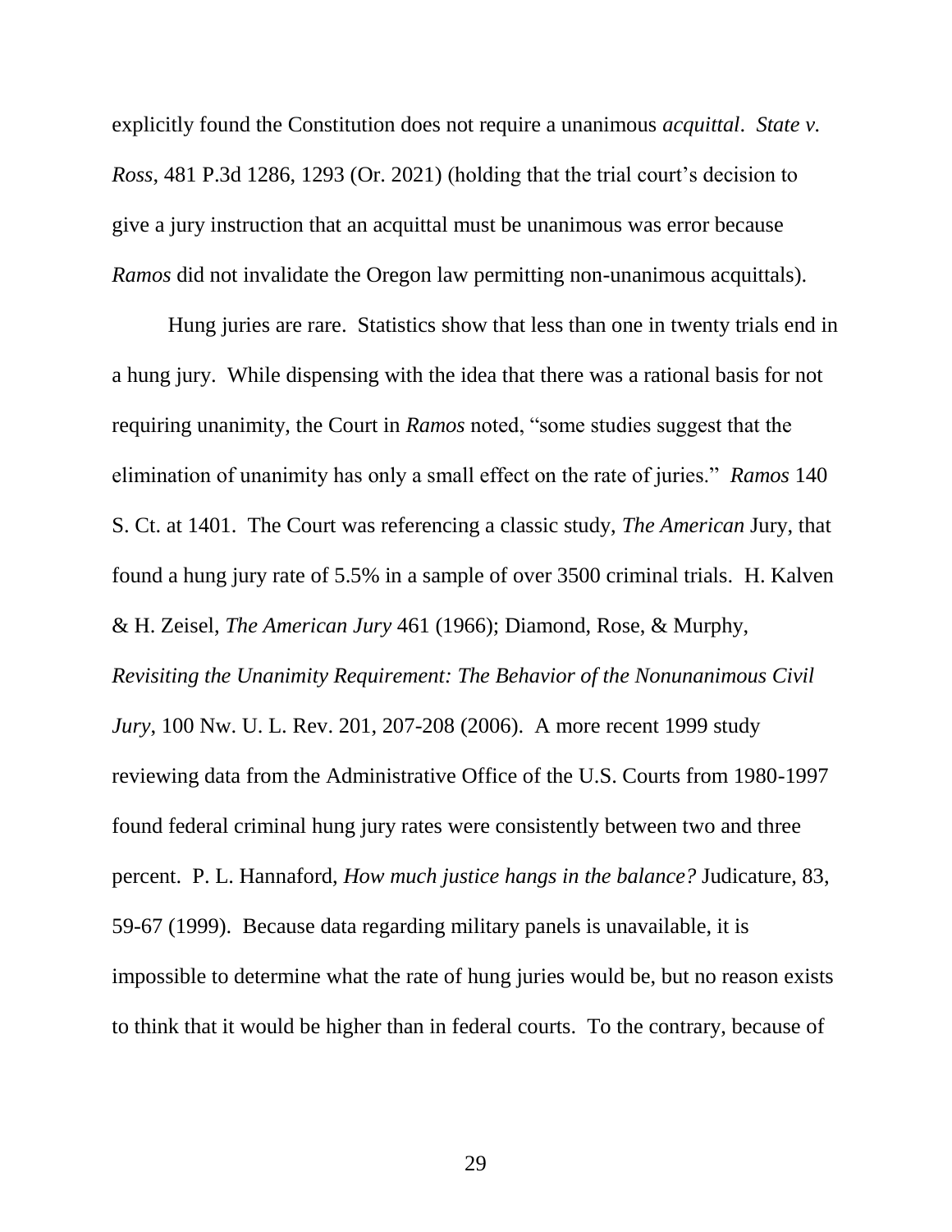explicitly found the Constitution does not require a unanimous *acquittal*. *State v. Ross*, 481 P.3d 1286, 1293 (Or. 2021) (holding that the trial court's decision to give a jury instruction that an acquittal must be unanimous was error because *Ramos* did not invalidate the Oregon law permitting non-unanimous acquittals).

Hung juries are rare. Statistics show that less than one in twenty trials end in a hung jury. While dispensing with the idea that there was a rational basis for not requiring unanimity, the Court in *Ramos* noted, "some studies suggest that the elimination of unanimity has only a small effect on the rate of juries." *Ramos* 140 S. Ct. at 1401. The Court was referencing a classic study, *The American* Jury, that found a hung jury rate of 5.5% in a sample of over 3500 criminal trials. H. Kalven & H. Zeisel, *The American Jury* 461 (1966); Diamond, Rose, & Murphy, *Revisiting the Unanimity Requirement: The Behavior of the Nonunanimous Civil Jury*, 100 Nw. U. L. Rev. 201, 207-208 (2006). A more recent 1999 study reviewing data from the Administrative Office of the U.S. Courts from 1980-1997 found federal criminal hung jury rates were consistently between two and three percent. P. L. Hannaford, *How much justice hangs in the balance?* Judicature, 83, 59-67 (1999). Because data regarding military panels is unavailable, it is impossible to determine what the rate of hung juries would be, but no reason exists to think that it would be higher than in federal courts. To the contrary, because of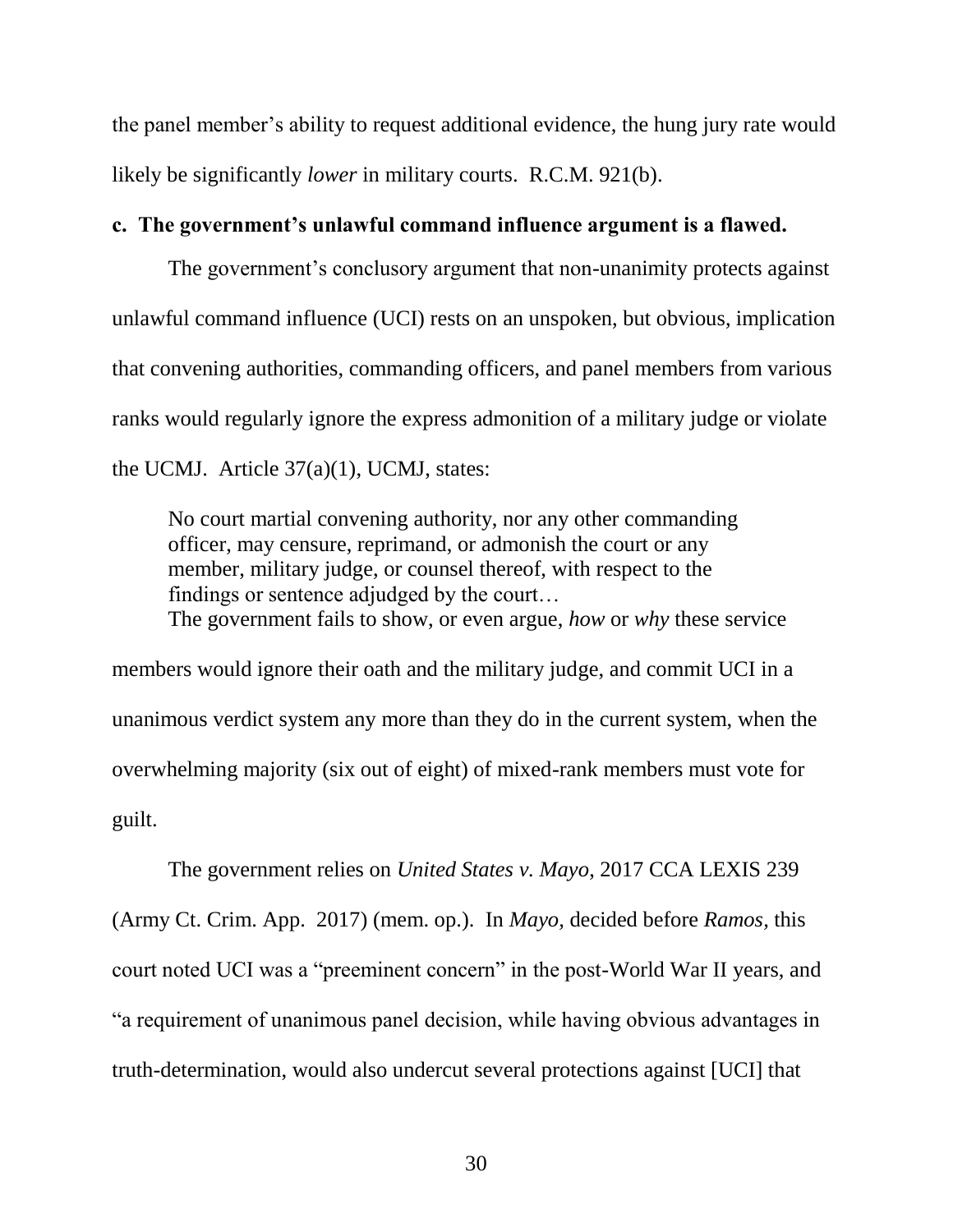the panel member's ability to request additional evidence, the hung jury rate would likely be significantly *lower* in military courts. R.C.M. 921(b).

**c. The government's unlawful command influence argument is a flawed.**

The government's conclusory argument that non-unanimity protects against unlawful command influence (UCI) rests on an unspoken, but obvious, implication that convening authorities, commanding officers, and panel members from various ranks would regularly ignore the express admonition of a military judge or violate the UCMJ. Article 37(a)(1), UCMJ, states:

> No court martial convening authority, nor any other commanding officer, may censure, reprimand, or admonish the court or any member, military judge, or counsel thereof, with respect to the findings or sentence adjudged by the court…

The government fails to show, or even argue, *how* or *why* these service members would ignore their oath and the military judge, and commit UCI in a unanimous verdict system any more than they do in the current system, when the overwhelming majority (six out of eight) of mixed-rank members must vote for guilt.

The government relies on *United States v. Mayo*, 2017 CCA LEXIS 239 (Army Ct. Crim. App. 2017) (mem. op.). In *Mayo,* decided before *Ramos,* this court noted UCI was a "preeminent concern" in the post-World War II years, and "a requirement of unanimous panel decision, while having obvious advantages in truth-determination, would also undercut several protections against [UCI] that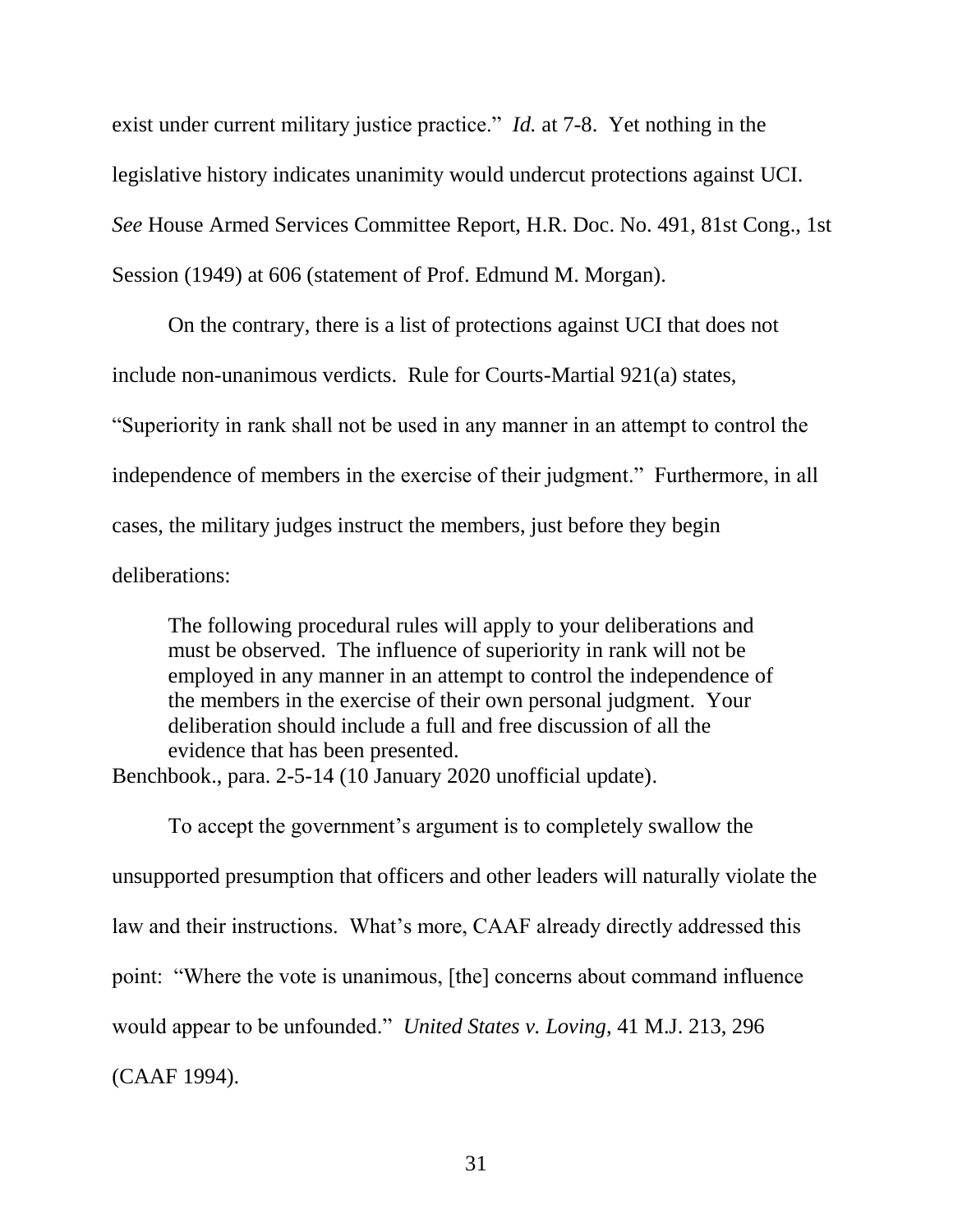exist under current military justice practice." *Id.* at 7-8. Yet nothing in the legislative history indicates unanimity would undercut protections against UCI. *See* House Armed Services Committee Report, H.R. Doc. No. 491, 81st Cong., 1st Session (1949) at 606 (statement of Prof. Edmund M. Morgan).

On the contrary, there is a list of protections against UCI that does not include non-unanimous verdicts. Rule for Courts-Martial 921(a) states, "Superiority in rank shall not be used in any manner in an attempt to control the independence of members in the exercise of their judgment." Furthermore, in all cases, the military judges instruct the members, just before they begin deliberations:

> The following procedural rules will apply to your deliberations and must be observed. The influence of superiority in rank will not be employed in any manner in an attempt to control the independence of the members in the exercise of their own personal judgment. Your deliberation should include a full and free discussion of all the evidence that has been presented.

Benchbook., para. 2-5-14 (10 January 2020 unofficial update).

To accept the government's argument is to completely swallow the unsupported presumption that officers and other leaders will naturally violate the law and their instructions. What's more, CAAF already directly addressed this point: "Where the vote is unanimous, [the] concerns about command influence would appear to be unfounded." *United States v. Loving*, 41 M.J. 213, 296 (CAAF 1994).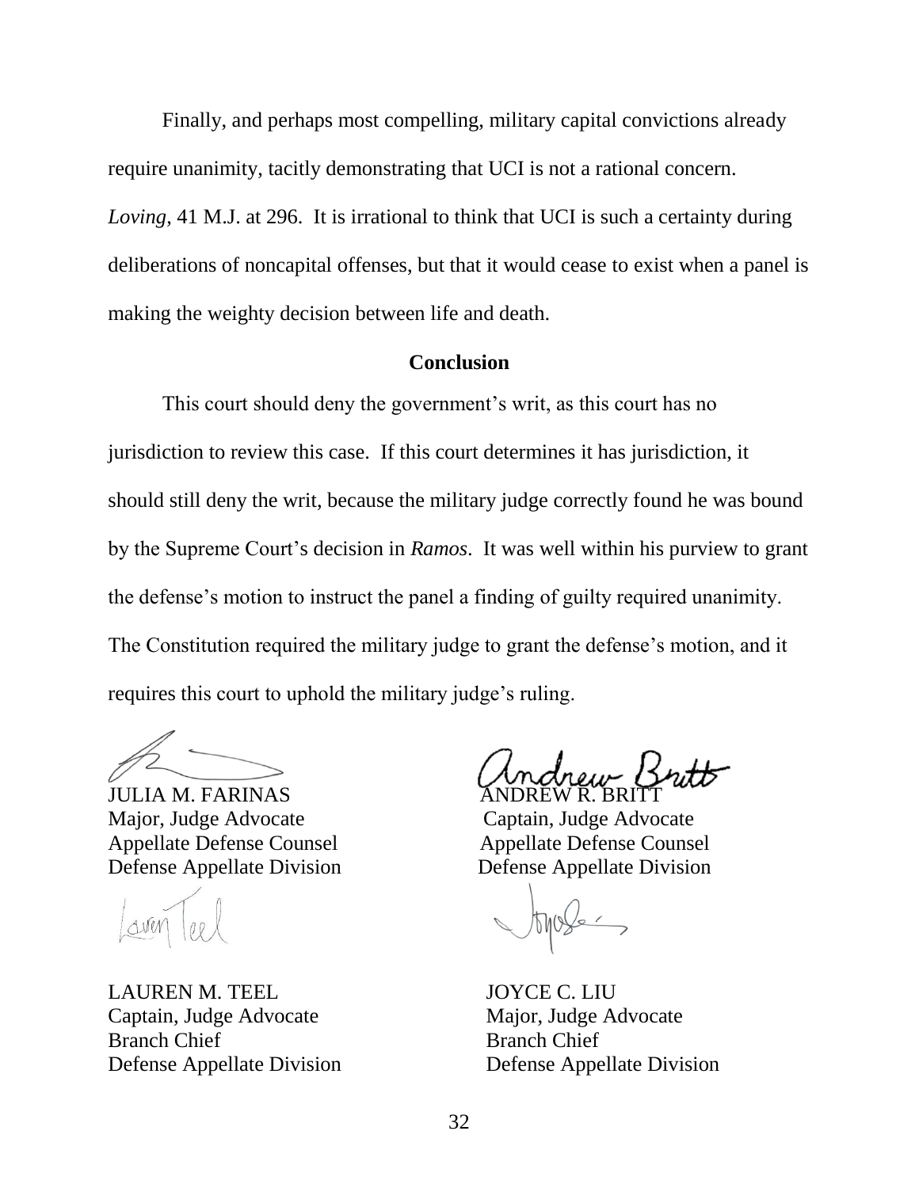Finally, and perhaps most compelling, military capital convictions already require unanimity, tacitly demonstrating that UCI is not a rational concern. *Loving*, 41 M.J. at 296. It is irrational to think that UCI is such a certainty during deliberations of noncapital offenses, but that it would cease to exist when a panel is making the weighty decision between life and death.

## Conclusion

This court should deny the government's writ, as this court has no jurisdiction to review this case. If this court determines it has jurisdiction, it should still deny the writ, because the military judge correctly found he was bound by the Supreme Court's decision in *Ramos*. It was well within his purview to grant the defense's motion to instruct the panel a finding of guilty required unanimity. The Constitution required the military judge to grant the defense's motion, and it requires this court to uphold the military judge's ruling.

JULIA M. FARINAS
Major, Judge Advocate
Appellate Defense Counsel
Defense Appellate Division

ANDREW R. BRITT
Captain, Judge Advocate
Appellate Defense Counsel
Defense Appellate Division

LAUREN M. TEEL
Captain, Judge Advocate
Branch Chief
Defense Appellate Division

JOYCE C. LIU
Major, Judge Advocate
Branch Chief
Defense Appellate Division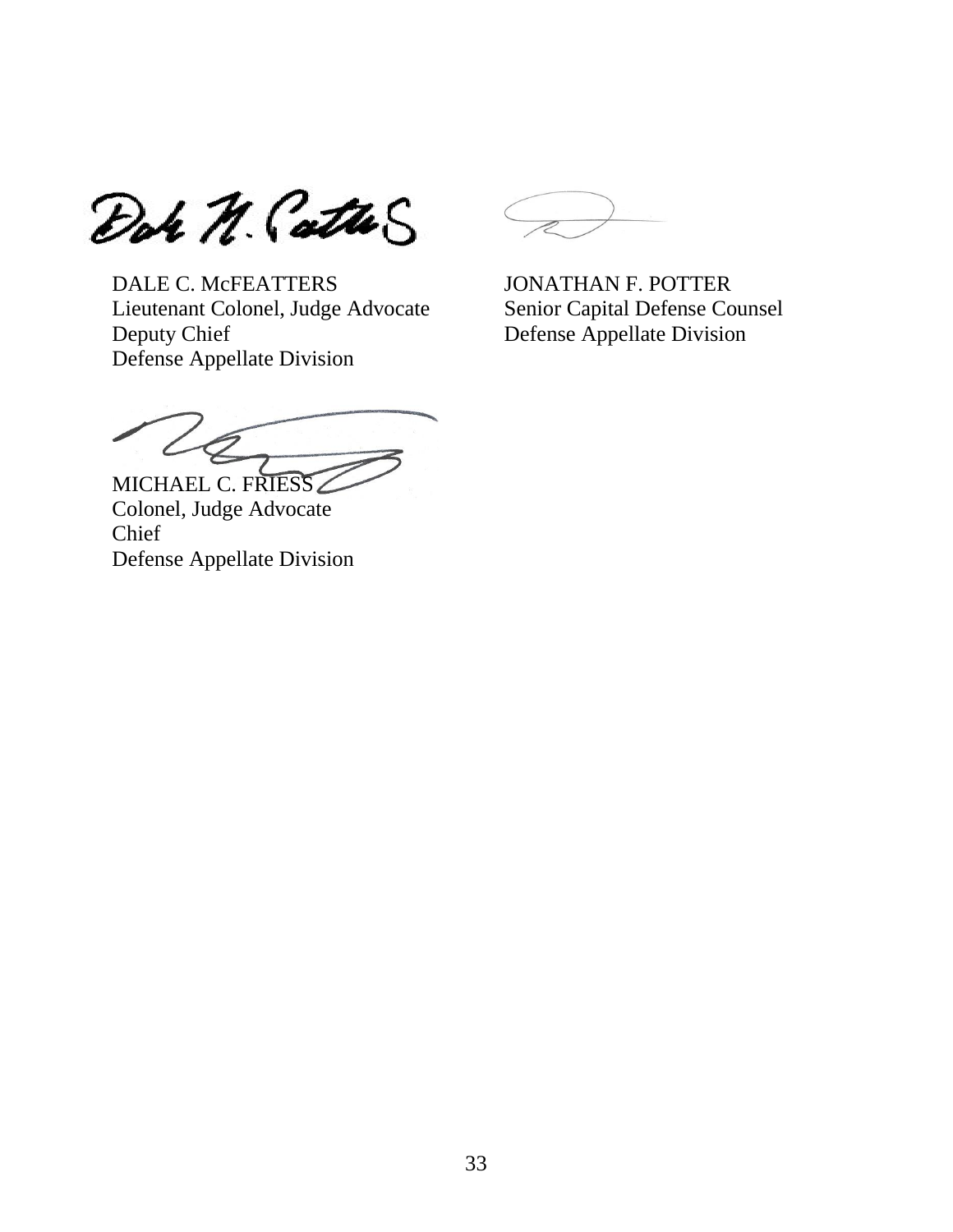DALE C. McFEATTERS
Lieutenant Colonel, Judge Advocate
Deputy Chief
Defense Appellate Division

JONATHAN F. POTTER
Senior Capital Defense Counsel
Defense Appellate Division

MICHAEL C. FRIESS
Colonel, Judge Advocate
Chief
Defense Appellate Division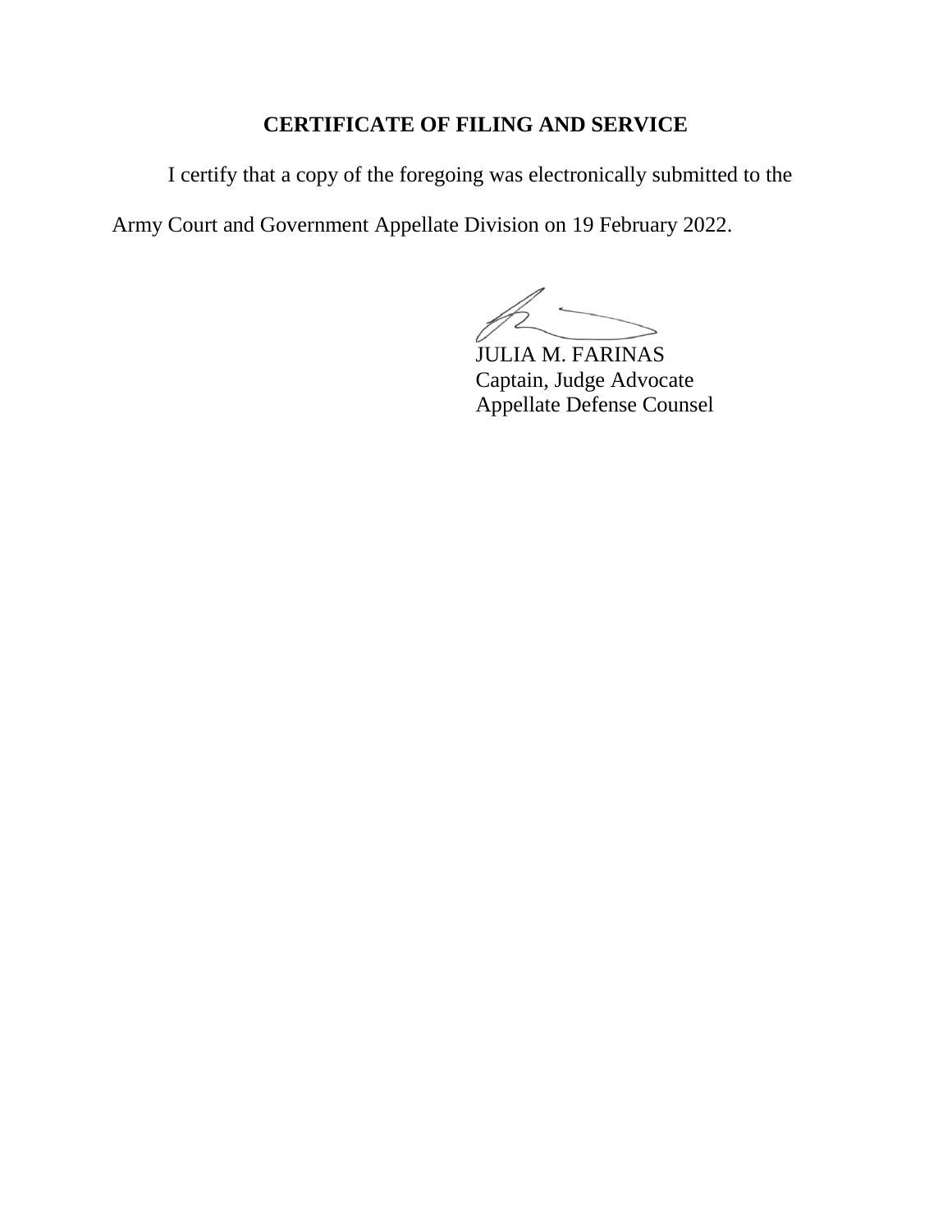## CERTIFICATE OF FILING AND SERVICE

I certify that a copy of the foregoing was electronically submitted to the Army Court and Government Appellate Division on 19 February 2022.

JULIA M. FARINAS
Captain, Judge Advocate
Appellate Defense Counsel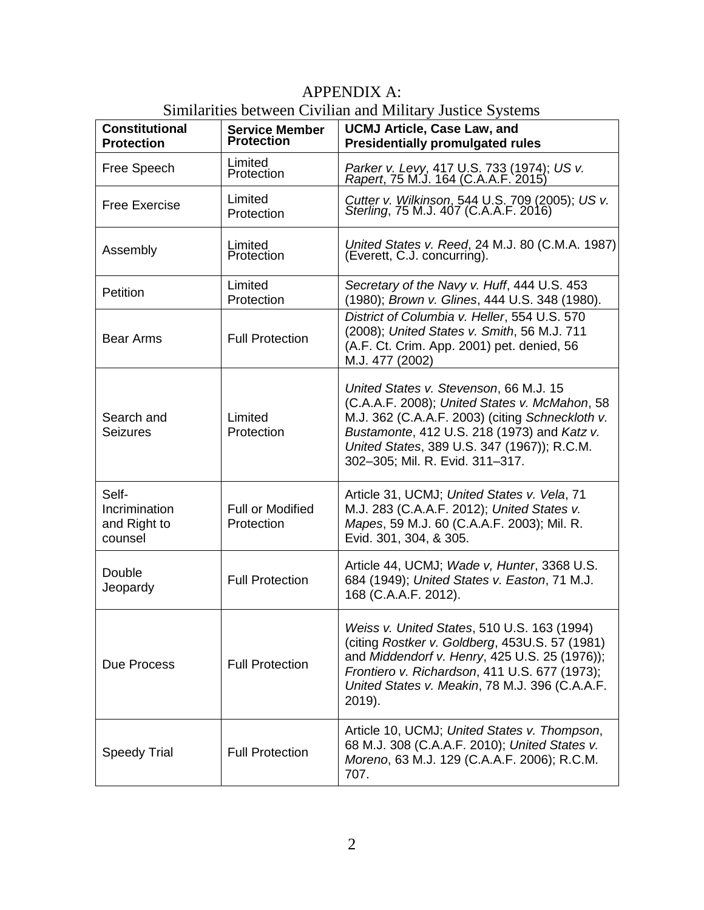# APPENDIX A:
Similarities between Civilian and Military Justice Systems

| Constitutional Protection | Service Member Protection | UCMJ Article, Case Law, and Presidentially promulgated rules |
|---|---|---|
| Free Speech | Limited Protection | *Parker v. Levy*, 417 U.S. 733 (1974); *US v. Rapert*, 75 M.J. 164 (C.A.A.F. 2015) |
| Free Exercise | Limited Protection | *Cutter v. Wilkinson*, 544 U.S. 709 (2005); *US v. Sterling*, 75 M.J. 407 (C.A.A.F. 2016) |
| Assembly | Limited Protection | *United States v. Reed*, 24 M.J. 80 (C.M.A. 1987) (Everett, C.J. concurring). |
| Petition | Limited Protection | *Secretary of the Navy v. Huff*, 444 U.S. 453 (1980); *Brown v. Glines*, 444 U.S. 348 (1980). |
| Bear Arms | Full Protection | *District of Columbia v. Heller*, 554 U.S. 570 (2008); *United States v. Smith*, 56 M.J. 711 (A.F. Ct. Crim. App. 2001) pet. denied, 56 M.J. 477 (2002) |
| Search and Seizures | Limited Protection | *United States v. Stevenson*, 66 M.J. 15 (C.A.A.F. 2008); *United States v. McMahon*, 58 M.J. 362 (C.A.A.F. 2003) (citing *Schneckloth v. Bustamonte*, 412 U.S. 218 (1973) and *Katz v. United States*, 389 U.S. 347 (1967)); R.C.M. 302–305; Mil. R. Evid. 311–317. |
| Self-Incrimination and Right to counsel | Full or Modified Protection | Article 31, UCMJ; *United States v. Vela*, 71 M.J. 283 (C.A.A.F. 2012); *United States v. Mapes*, 59 M.J. 60 (C.A.A.F. 2003); Mil. R. Evid. 301, 304, & 305. |
| Double Jeopardy | Full Protection | Article 44, UCMJ; *Wade v, Hunter*, 3368 U.S. 684 (1949); *United States v. Easton*, 71 M.J. 168 (C.A.A.F. 2012). |
| Due Process | Full Protection | *Weiss v. United States*, 510 U.S. 163 (1994) (citing *Rostker v. Goldberg*, 453U.S. 57 (1981) and *Middendorf v. Henry*, 425 U.S. 25 (1976)); *Frontiero v. Richardson*, 411 U.S. 677 (1973); *United States v. Meakin*, 78 M.J. 396 (C.A.A.F. 2019). |
| Speedy Trial | Full Protection | Article 10, UCMJ; *United States v. Thompson*, 68 M.J. 308 (C.A.A.F. 2010); *United States v. Moreno*, 63 M.J. 129 (C.A.A.F. 2006); R.C.M. 707. |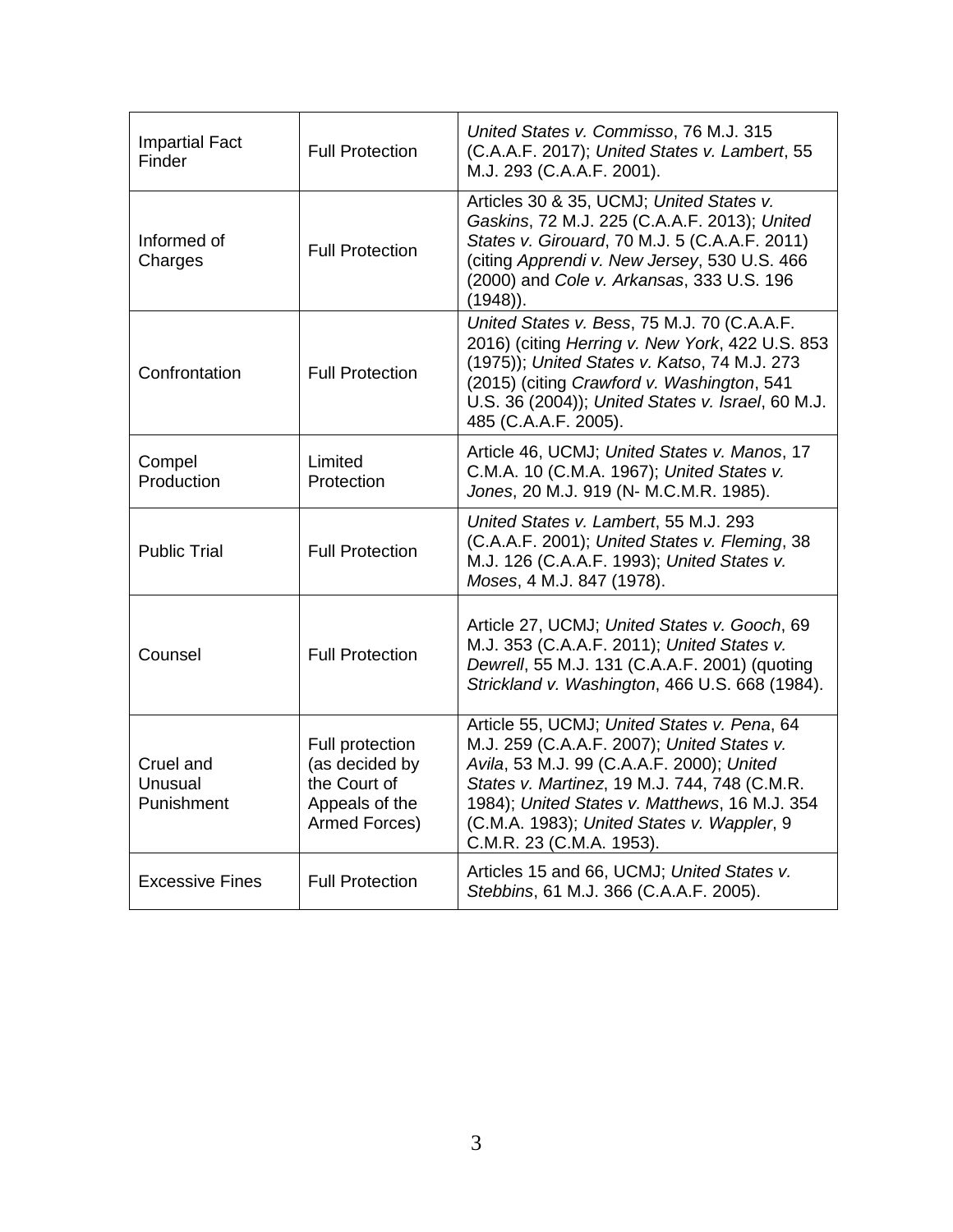| | | |
|---|---|---|
| Impartial Fact Finder | Full Protection | *United States v. Commisso*, 76 M.J. 315 (C.A.A.F. 2017); *United States v. Lambert*, 55 M.J. 293 (C.A.A.F. 2001). |
| Informed of Charges | Full Protection | Articles 30 & 35, UCMJ; *United States v. Gaskins*, 72 M.J. 225 (C.A.A.F. 2013); *United States v. Girouard*, 70 M.J. 5 (C.A.A.F. 2011) (citing *Apprendi v. New Jersey*, 530 U.S. 466 (2000) and *Cole v. Arkansas*, 333 U.S. 196 (1948)). |
| Confrontation | Full Protection | *United States v. Bess*, 75 M.J. 70 (C.A.A.F. 2016) (citing *Herring v. New York*, 422 U.S. 853 (1975)); *United States v. Katso*, 74 M.J. 273 (2015) (citing *Crawford v. Washington*, 541 U.S. 36 (2004)); *United States v. Israel*, 60 M.J. 485 (C.A.A.F. 2005). |
| Compel Production | Limited Protection | Article 46, UCMJ; *United States v. Manos*, 17 C.M.A. 10 (C.M.A. 1967); *United States v. Jones*, 20 M.J. 919 (N- M.C.M.R. 1985). |
| Public Trial | Full Protection | *United States v. Lambert*, 55 M.J. 293 (C.A.A.F. 2001); *United States v. Fleming*, 38 M.J. 126 (C.A.A.F. 1993); *United States v. Moses*, 4 M.J. 847 (1978). |
| Counsel | Full Protection | Article 27, UCMJ; *United States v. Gooch*, 69 M.J. 353 (C.A.A.F. 2011); *United States v. Dewrell*, 55 M.J. 131 (C.A.A.F. 2001) (quoting *Strickland v. Washington*, 466 U.S. 668 (1984). |
| Cruel and Unusual Punishment | Full protection (as decided by the Court of Appeals of the Armed Forces) | Article 55, UCMJ; *United States v. Pena*, 64 M.J. 259 (C.A.A.F. 2007); *United States v. Avila*, 53 M.J. 99 (C.A.A.F. 2000); *United States v. Martinez*, 19 M.J. 744, 748 (C.M.R. 1984); *United States v. Matthews*, 16 M.J. 354 (C.M.A. 1983); *United States v. Wappler*, 9 C.M.R. 23 (C.M.A. 1953). |
| Excessive Fines | Full Protection | Articles 15 and 66, UCMJ; *United States v. Stebbins*, 61 M.J. 366 (C.A.A.F. 2005). |